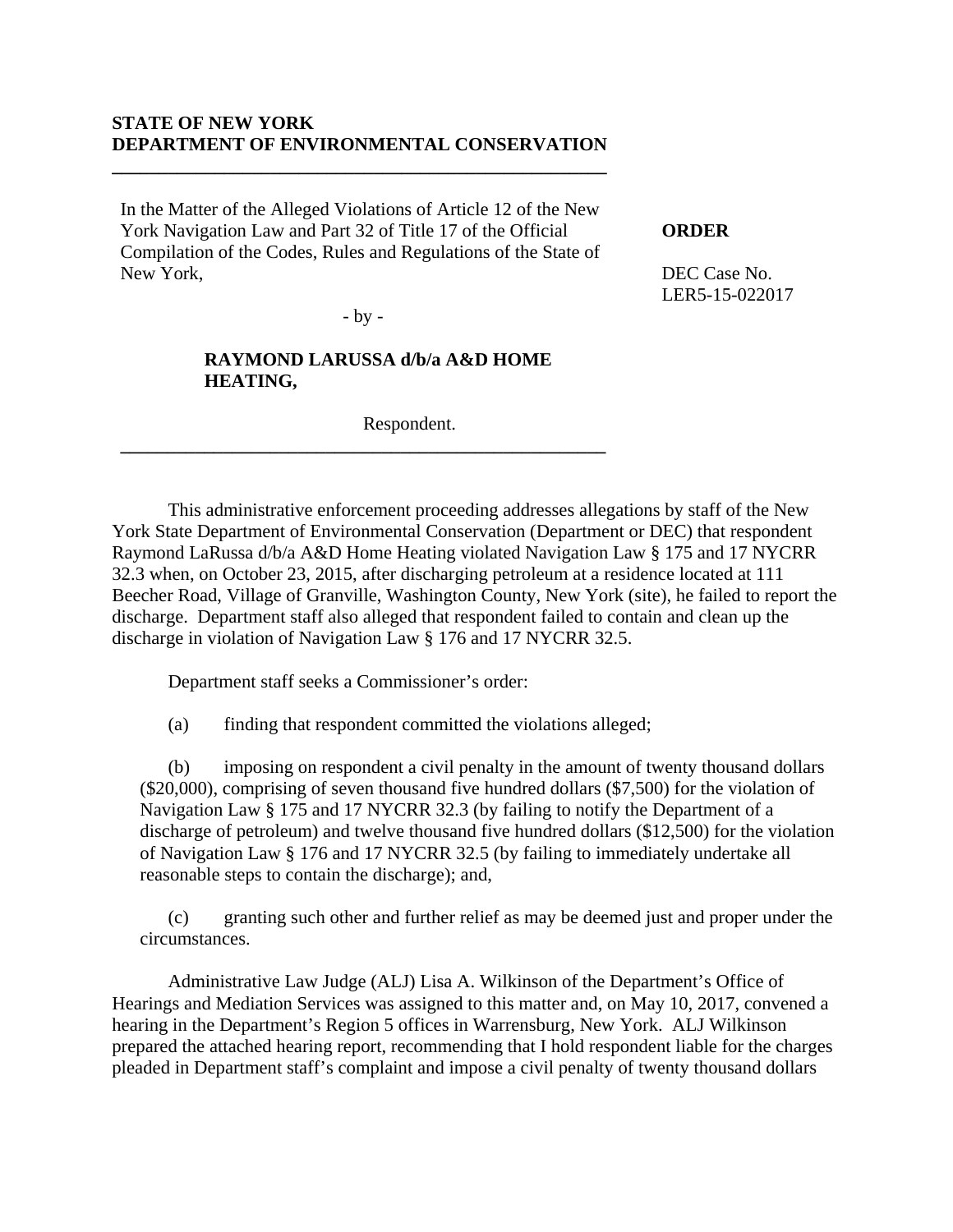**STATE OF NEW YORK**
**DEPARTMENT OF ENVIRONMENTAL CONSERVATION**

---

In the Matter of the Alleged Violations of Article 12 of the New York Navigation Law and Part 32 of Title 17 of the Official Compilation of the Codes, Rules and Regulations of the State of New York,

- by -

**RAYMOND LARUSSA d/b/a A&D HOME HEATING,**

Respondent.

---

**ORDER**

DEC Case No. LER5-15-022017

This administrative enforcement proceeding addresses allegations by staff of the New York State Department of Environmental Conservation (Department or DEC) that respondent Raymond LaRussa d/b/a A&D Home Heating violated Navigation Law § 175 and 17 NYCRR 32.3 when, on October 23, 2015, after discharging petroleum at a residence located at 111 Beecher Road, Village of Granville, Washington County, New York (site), he failed to report the discharge. Department staff also alleged that respondent failed to contain and clean up the discharge in violation of Navigation Law § 176 and 17 NYCRR 32.5.

Department staff seeks a Commissioner's order:

(a) finding that respondent committed the violations alleged;

(b) imposing on respondent a civil penalty in the amount of twenty thousand dollars ($20,000), comprising of seven thousand five hundred dollars ($7,500) for the violation of Navigation Law § 175 and 17 NYCRR 32.3 (by failing to notify the Department of a discharge of petroleum) and twelve thousand five hundred dollars ($12,500) for the violation of Navigation Law § 176 and 17 NYCRR 32.5 (by failing to immediately undertake all reasonable steps to contain the discharge); and,

(c) granting such other and further relief as may be deemed just and proper under the circumstances.

Administrative Law Judge (ALJ) Lisa A. Wilkinson of the Department's Office of Hearings and Mediation Services was assigned to this matter and, on May 10, 2017, convened a hearing in the Department's Region 5 offices in Warrensburg, New York. ALJ Wilkinson prepared the attached hearing report, recommending that I hold respondent liable for the charges pleaded in Department staff's complaint and impose a civil penalty of twenty thousand dollars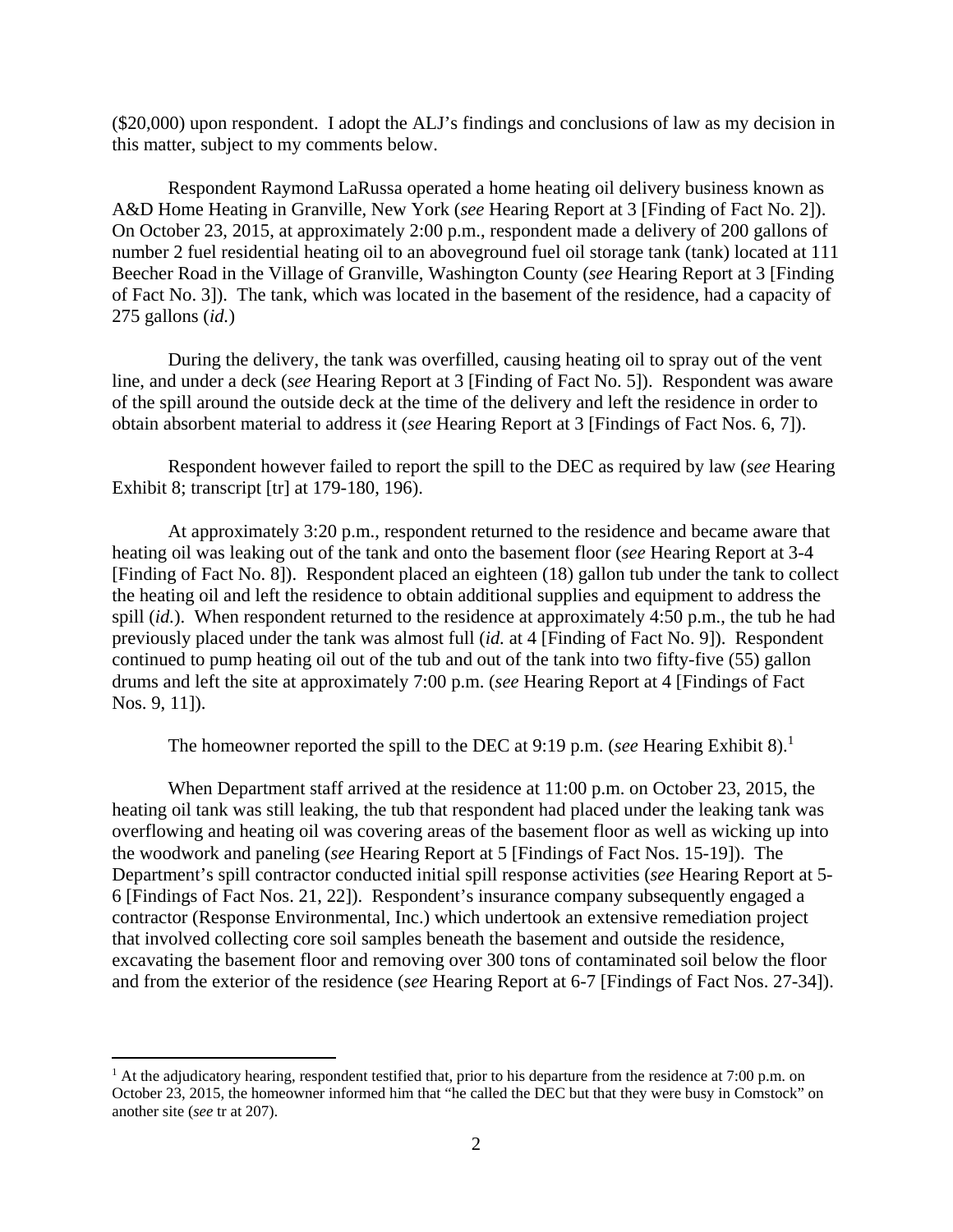($20,000) upon respondent. I adopt the ALJ's findings and conclusions of law as my decision in this matter, subject to my comments below.

Respondent Raymond LaRussa operated a home heating oil delivery business known as A&D Home Heating in Granville, New York (*see* Hearing Report at 3 [Finding of Fact No. 2]). On October 23, 2015, at approximately 2:00 p.m., respondent made a delivery of 200 gallons of number 2 fuel residential heating oil to an aboveground fuel oil storage tank (tank) located at 111 Beecher Road in the Village of Granville, Washington County (*see* Hearing Report at 3 [Finding of Fact No. 3]). The tank, which was located in the basement of the residence, had a capacity of 275 gallons (*id.*)

During the delivery, the tank was overfilled, causing heating oil to spray out of the vent line, and under a deck (*see* Hearing Report at 3 [Finding of Fact No. 5]). Respondent was aware of the spill around the outside deck at the time of the delivery and left the residence in order to obtain absorbent material to address it (*see* Hearing Report at 3 [Findings of Fact Nos. 6, 7]).

Respondent however failed to report the spill to the DEC as required by law (*see* Hearing Exhibit 8; transcript [tr] at 179-180, 196).

At approximately 3:20 p.m., respondent returned to the residence and became aware that heating oil was leaking out of the tank and onto the basement floor (*see* Hearing Report at 3-4 [Finding of Fact No. 8]). Respondent placed an eighteen (18) gallon tub under the tank to collect the heating oil and left the residence to obtain additional supplies and equipment to address the spill (*id.*). When respondent returned to the residence at approximately 4:50 p.m., the tub he had previously placed under the tank was almost full (*id.* at 4 [Finding of Fact No. 9]). Respondent continued to pump heating oil out of the tub and out of the tank into two fifty-five (55) gallon drums and left the site at approximately 7:00 p.m. (*see* Hearing Report at 4 [Findings of Fact Nos. 9, 11]).

The homeowner reported the spill to the DEC at 9:19 p.m. (*see* Hearing Exhibit 8).[1]

When Department staff arrived at the residence at 11:00 p.m. on October 23, 2015, the heating oil tank was still leaking, the tub that respondent had placed under the leaking tank was overflowing and heating oil was covering areas of the basement floor as well as wicking up into the woodwork and paneling (*see* Hearing Report at 5 [Findings of Fact Nos. 15-19]). The Department's spill contractor conducted initial spill response activities (*see* Hearing Report at 5-6 [Findings of Fact Nos. 21, 22]). Respondent's insurance company subsequently engaged a contractor (Response Environmental, Inc.) which undertook an extensive remediation project that involved collecting core soil samples beneath the basement and outside the residence, excavating the basement floor and removing over 300 tons of contaminated soil below the floor and from the exterior of the residence (*see* Hearing Report at 6-7 [Findings of Fact Nos. 27-34]).

---

[1] At the adjudicatory hearing, respondent testified that, prior to his departure from the residence at 7:00 p.m. on October 23, 2015, the homeowner informed him that "he called the DEC but that they were busy in Comstock" on another site (*see* tr at 207).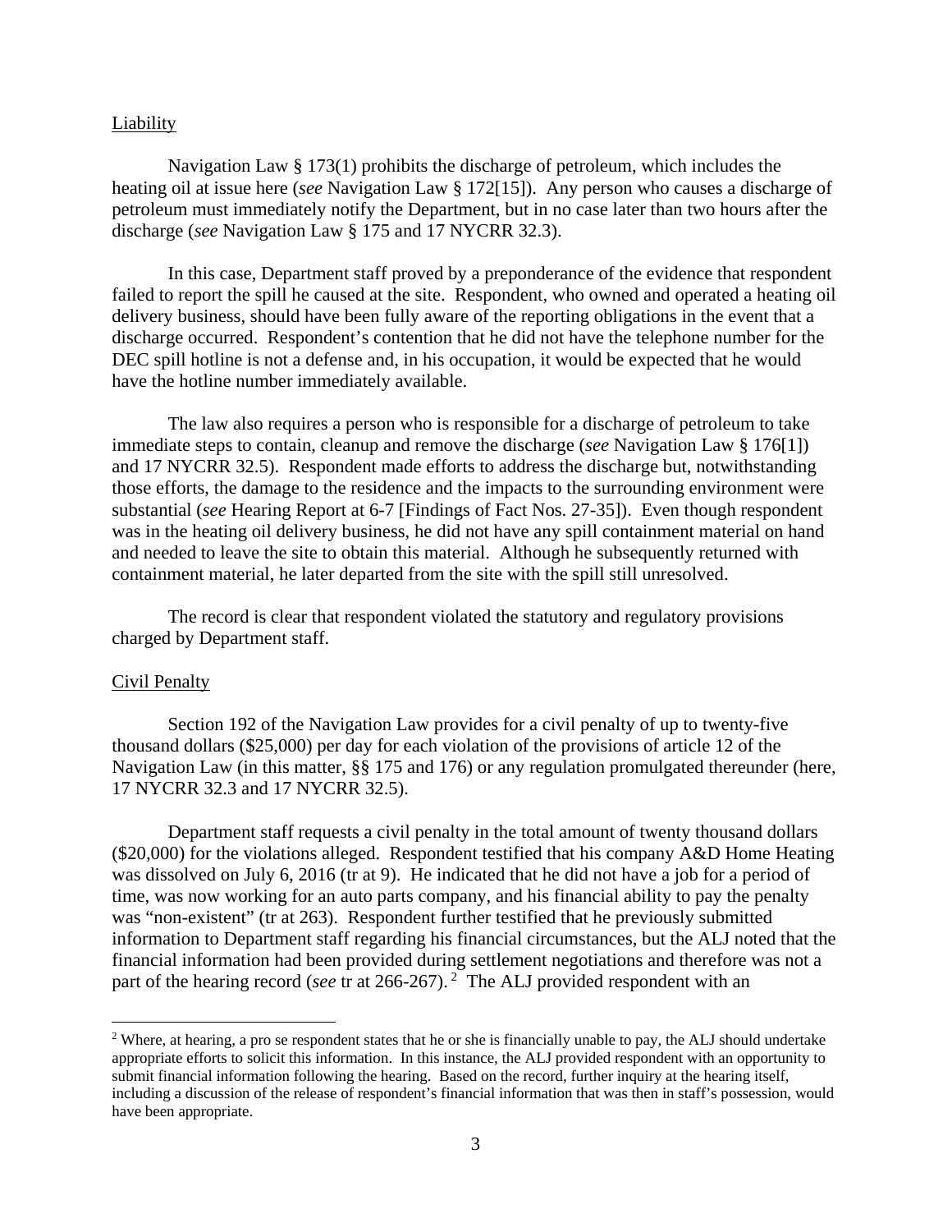Liability

Navigation Law § 173(1) prohibits the discharge of petroleum, which includes the heating oil at issue here (*see* Navigation Law § 172[15]). Any person who causes a discharge of petroleum must immediately notify the Department, but in no case later than two hours after the discharge (*see* Navigation Law § 175 and 17 NYCRR 32.3).

In this case, Department staff proved by a preponderance of the evidence that respondent failed to report the spill he caused at the site. Respondent, who owned and operated a heating oil delivery business, should have been fully aware of the reporting obligations in the event that a discharge occurred. Respondent's contention that he did not have the telephone number for the DEC spill hotline is not a defense and, in his occupation, it would be expected that he would have the hotline number immediately available.

The law also requires a person who is responsible for a discharge of petroleum to take immediate steps to contain, cleanup and remove the discharge (*see* Navigation Law § 176[1]) and 17 NYCRR 32.5). Respondent made efforts to address the discharge but, notwithstanding those efforts, the damage to the residence and the impacts to the surrounding environment were substantial (*see* Hearing Report at 6-7 [Findings of Fact Nos. 27-35]). Even though respondent was in the heating oil delivery business, he did not have any spill containment material on hand and needed to leave the site to obtain this material. Although he subsequently returned with containment material, he later departed from the site with the spill still unresolved.

The record is clear that respondent violated the statutory and regulatory provisions charged by Department staff.

Civil Penalty

Section 192 of the Navigation Law provides for a civil penalty of up to twenty-five thousand dollars ($25,000) per day for each violation of the provisions of article 12 of the Navigation Law (in this matter, §§ 175 and 176) or any regulation promulgated thereunder (here, 17 NYCRR 32.3 and 17 NYCRR 32.5).

Department staff requests a civil penalty in the total amount of twenty thousand dollars ($20,000) for the violations alleged. Respondent testified that his company A&D Home Heating was dissolved on July 6, 2016 (tr at 9). He indicated that he did not have a job for a period of time, was now working for an auto parts company, and his financial ability to pay the penalty was "non-existent" (tr at 263). Respondent further testified that he previously submitted information to Department staff regarding his financial circumstances, but the ALJ noted that the financial information had been provided during settlement negotiations and therefore was not a part of the hearing record (*see* tr at 266-267).[2] The ALJ provided respondent with an

[2] Where, at hearing, a pro se respondent states that he or she is financially unable to pay, the ALJ should undertake appropriate efforts to solicit this information. In this instance, the ALJ provided respondent with an opportunity to submit financial information following the hearing. Based on the record, further inquiry at the hearing itself, including a discussion of the release of respondent's financial information that was then in staff's possession, would have been appropriate.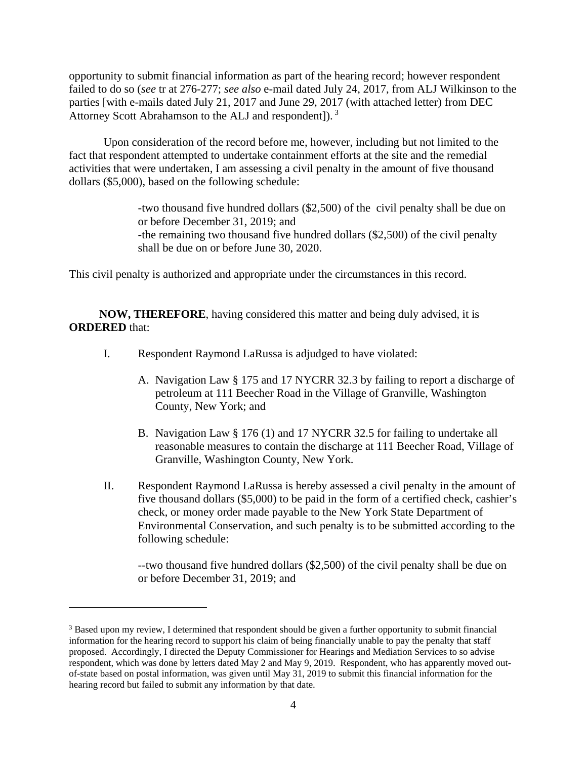opportunity to submit financial information as part of the hearing record; however respondent failed to do so (*see* tr at 276-277; *see also* e-mail dated July 24, 2017, from ALJ Wilkinson to the parties [with e-mails dated July 21, 2017 and June 29, 2017 (with attached letter) from DEC Attorney Scott Abrahamson to the ALJ and respondent]).[3]

Upon consideration of the record before me, however, including but not limited to the fact that respondent attempted to undertake containment efforts at the site and the remedial activities that were undertaken, I am assessing a civil penalty in the amount of five thousand dollars ($5,000), based on the following schedule:

> -two thousand five hundred dollars ($2,500) of the civil penalty shall be due on or before December 31, 2019; and
> -the remaining two thousand five hundred dollars ($2,500) of the civil penalty shall be due on or before June 30, 2020.

This civil penalty is authorized and appropriate under the circumstances in this record.

**NOW, THEREFORE**, having considered this matter and being duly advised, it is **ORDERED** that:

I. Respondent Raymond LaRussa is adjudged to have violated:

   A. Navigation Law § 175 and 17 NYCRR 32.3 by failing to report a discharge of petroleum at 111 Beecher Road in the Village of Granville, Washington County, New York; and

   B. Navigation Law § 176 (1) and 17 NYCRR 32.5 for failing to undertake all reasonable measures to contain the discharge at 111 Beecher Road, Village of Granville, Washington County, New York.

II. Respondent Raymond LaRussa is hereby assessed a civil penalty in the amount of five thousand dollars ($5,000) to be paid in the form of a certified check, cashier's check, or money order made payable to the New York State Department of Environmental Conservation, and such penalty is to be submitted according to the following schedule:

   --two thousand five hundred dollars ($2,500) of the civil penalty shall be due on or before December 31, 2019; and

---

[3] Based upon my review, I determined that respondent should be given a further opportunity to submit financial information for the hearing record to support his claim of being financially unable to pay the penalty that staff proposed. Accordingly, I directed the Deputy Commissioner for Hearings and Mediation Services to so advise respondent, which was done by letters dated May 2 and May 9, 2019. Respondent, who has apparently moved out-of-state based on postal information, was given until May 31, 2019 to submit this financial information for the hearing record but failed to submit any information by that date.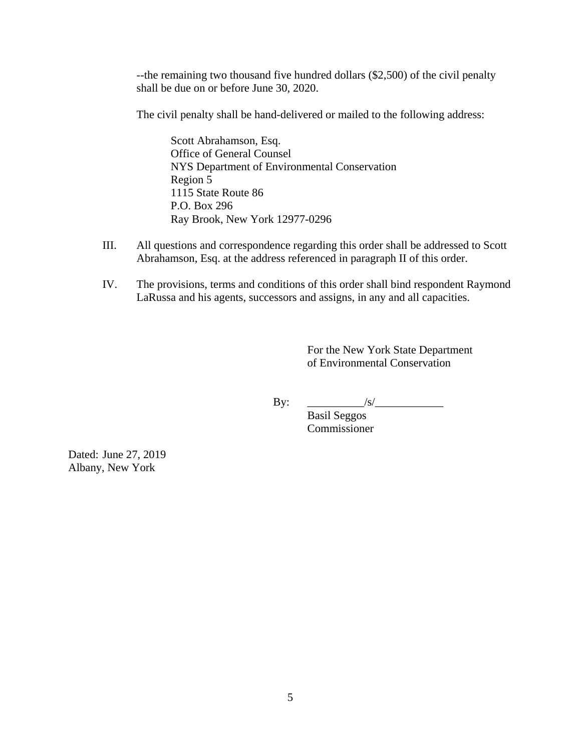--the remaining two thousand five hundred dollars ($2,500) of the civil penalty shall be due on or before June 30, 2020.

The civil penalty shall be hand-delivered or mailed to the following address:

> Scott Abrahamson, Esq.  
> Office of General Counsel  
> NYS Department of Environmental Conservation  
> Region 5  
> 1115 State Route 86  
> P.O. Box 296  
> Ray Brook, New York 12977-0296

III. All questions and correspondence regarding this order shall be addressed to Scott Abrahamson, Esq. at the address referenced in paragraph II of this order.

IV. The provisions, terms and conditions of this order shall bind respondent Raymond LaRussa and his agents, successors and assigns, in any and all capacities.

For the New York State Department of Environmental Conservation

By: __________/s/____________  
Basil Seggos  
Commissioner

Dated: June 27, 2019  
Albany, New York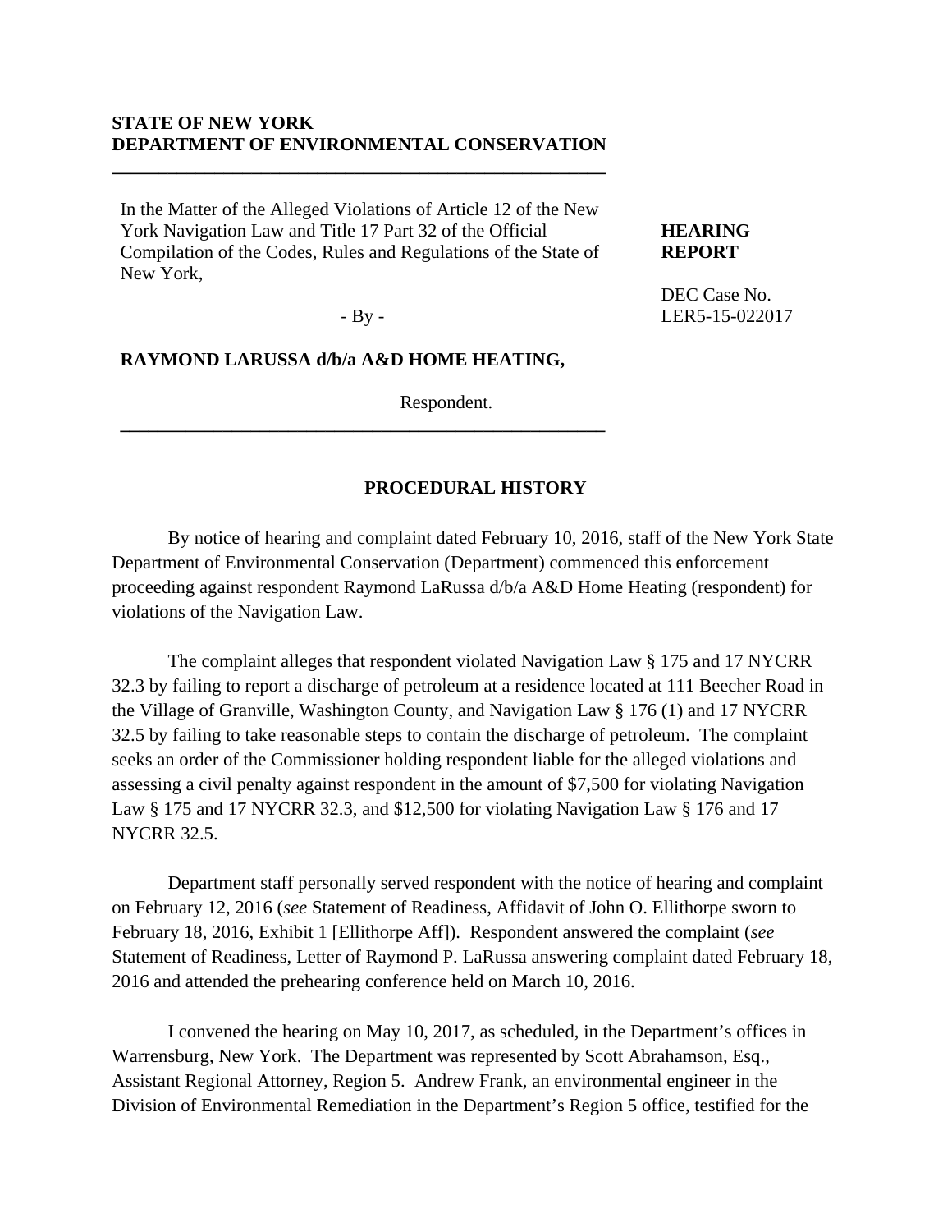**STATE OF NEW YORK**
**DEPARTMENT OF ENVIRONMENTAL CONSERVATION**

---

In the Matter of the Alleged Violations of Article 12 of the New York Navigation Law and Title 17 Part 32 of the Official Compilation of the Codes, Rules and Regulations of the State of New York,

- By -

**RAYMOND LARUSSA d/b/a A&D HOME HEATING,**

Respondent.

---

**HEARING REPORT**

DEC Case No. LER5-15-022017

## PROCEDURAL HISTORY

By notice of hearing and complaint dated February 10, 2016, staff of the New York State Department of Environmental Conservation (Department) commenced this enforcement proceeding against respondent Raymond LaRussa d/b/a A&D Home Heating (respondent) for violations of the Navigation Law.

The complaint alleges that respondent violated Navigation Law § 175 and 17 NYCRR 32.3 by failing to report a discharge of petroleum at a residence located at 111 Beecher Road in the Village of Granville, Washington County, and Navigation Law § 176 (1) and 17 NYCRR 32.5 by failing to take reasonable steps to contain the discharge of petroleum. The complaint seeks an order of the Commissioner holding respondent liable for the alleged violations and assessing a civil penalty against respondent in the amount of $7,500 for violating Navigation Law § 175 and 17 NYCRR 32.3, and $12,500 for violating Navigation Law § 176 and 17 NYCRR 32.5.

Department staff personally served respondent with the notice of hearing and complaint on February 12, 2016 (*see* Statement of Readiness, Affidavit of John O. Ellithorpe sworn to February 18, 2016, Exhibit 1 [Ellithorpe Aff]). Respondent answered the complaint (*see* Statement of Readiness, Letter of Raymond P. LaRussa answering complaint dated February 18, 2016 and attended the prehearing conference held on March 10, 2016.

I convened the hearing on May 10, 2017, as scheduled, in the Department's offices in Warrensburg, New York. The Department was represented by Scott Abrahamson, Esq., Assistant Regional Attorney, Region 5. Andrew Frank, an environmental engineer in the Division of Environmental Remediation in the Department's Region 5 office, testified for the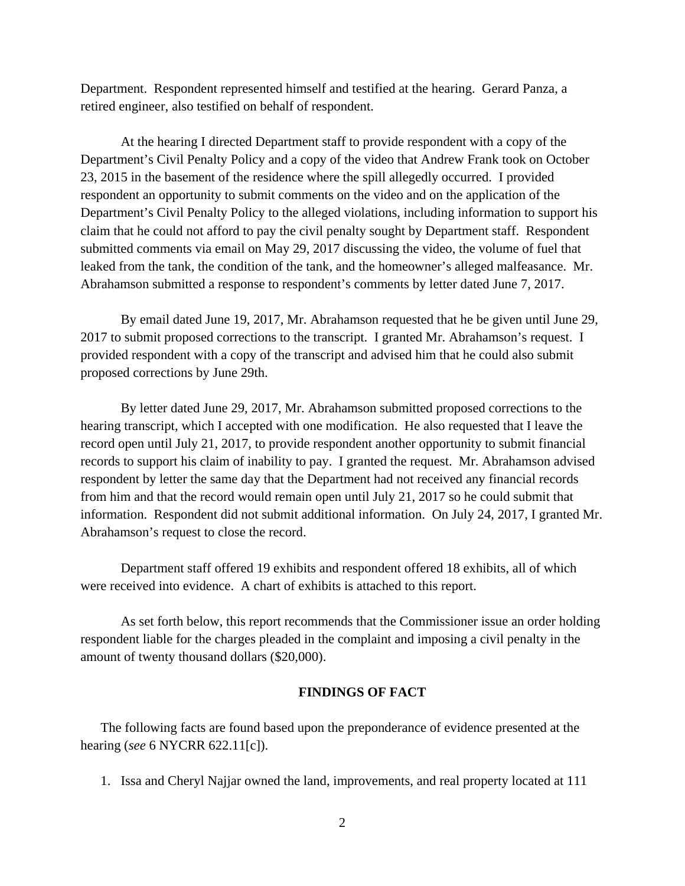Department. Respondent represented himself and testified at the hearing. Gerard Panza, a retired engineer, also testified on behalf of respondent.

At the hearing I directed Department staff to provide respondent with a copy of the Department's Civil Penalty Policy and a copy of the video that Andrew Frank took on October 23, 2015 in the basement of the residence where the spill allegedly occurred. I provided respondent an opportunity to submit comments on the video and on the application of the Department's Civil Penalty Policy to the alleged violations, including information to support his claim that he could not afford to pay the civil penalty sought by Department staff. Respondent submitted comments via email on May 29, 2017 discussing the video, the volume of fuel that leaked from the tank, the condition of the tank, and the homeowner's alleged malfeasance. Mr. Abrahamson submitted a response to respondent's comments by letter dated June 7, 2017.

By email dated June 19, 2017, Mr. Abrahamson requested that he be given until June 29, 2017 to submit proposed corrections to the transcript. I granted Mr. Abrahamson's request. I provided respondent with a copy of the transcript and advised him that he could also submit proposed corrections by June 29th.

By letter dated June 29, 2017, Mr. Abrahamson submitted proposed corrections to the hearing transcript, which I accepted with one modification. He also requested that I leave the record open until July 21, 2017, to provide respondent another opportunity to submit financial records to support his claim of inability to pay. I granted the request. Mr. Abrahamson advised respondent by letter the same day that the Department had not received any financial records from him and that the record would remain open until July 21, 2017 so he could submit that information. Respondent did not submit additional information. On July 24, 2017, I granted Mr. Abrahamson's request to close the record.

Department staff offered 19 exhibits and respondent offered 18 exhibits, all of which were received into evidence. A chart of exhibits is attached to this report.

As set forth below, this report recommends that the Commissioner issue an order holding respondent liable for the charges pleaded in the complaint and imposing a civil penalty in the amount of twenty thousand dollars ($20,000).

## FINDINGS OF FACT

The following facts are found based upon the preponderance of evidence presented at the hearing (*see* 6 NYCRR 622.11[c]).

1. Issa and Cheryl Najjar owned the land, improvements, and real property located at 111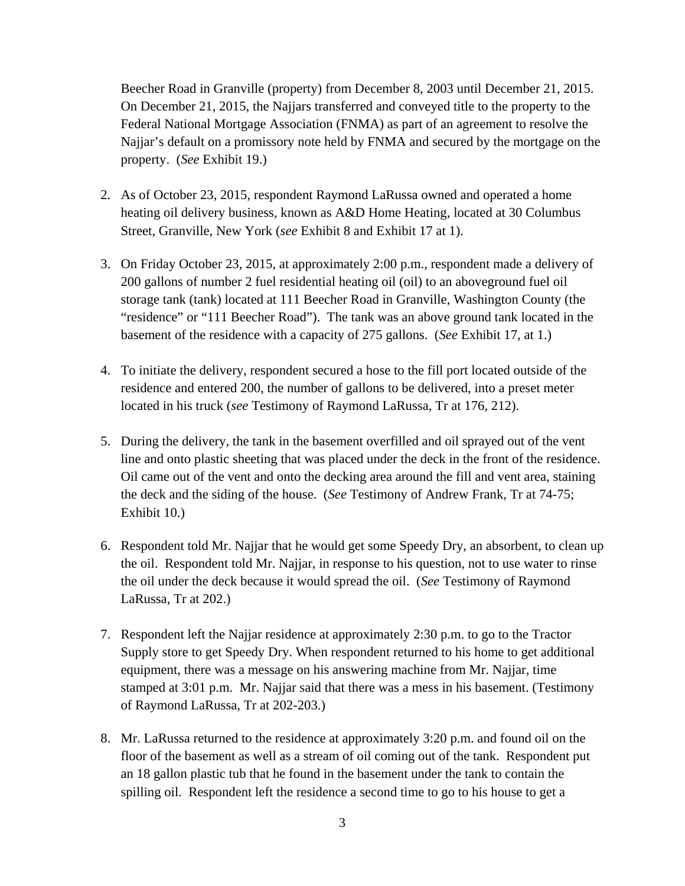Beecher Road in Granville (property) from December 8, 2003 until December 21, 2015. On December 21, 2015, the Najjars transferred and conveyed title to the property to the Federal National Mortgage Association (FNMA) as part of an agreement to resolve the Najjar's default on a promissory note held by FNMA and secured by the mortgage on the property. (*See* Exhibit 19.)

2. As of October 23, 2015, respondent Raymond LaRussa owned and operated a home heating oil delivery business, known as A&D Home Heating, located at 30 Columbus Street, Granville, New York (*see* Exhibit 8 and Exhibit 17 at 1).

3. On Friday October 23, 2015, at approximately 2:00 p.m., respondent made a delivery of 200 gallons of number 2 fuel residential heating oil (oil) to an aboveground fuel oil storage tank (tank) located at 111 Beecher Road in Granville, Washington County (the "residence" or "111 Beecher Road"). The tank was an above ground tank located in the basement of the residence with a capacity of 275 gallons. (*See* Exhibit 17, at 1.)

4. To initiate the delivery, respondent secured a hose to the fill port located outside of the residence and entered 200, the number of gallons to be delivered, into a preset meter located in his truck (*see* Testimony of Raymond LaRussa, Tr at 176, 212).

5. During the delivery, the tank in the basement overfilled and oil sprayed out of the vent line and onto plastic sheeting that was placed under the deck in the front of the residence. Oil came out of the vent and onto the decking area around the fill and vent area, staining the deck and the siding of the house. (*See* Testimony of Andrew Frank, Tr at 74-75; Exhibit 10.)

6. Respondent told Mr. Najjar that he would get some Speedy Dry, an absorbent, to clean up the oil. Respondent told Mr. Najjar, in response to his question, not to use water to rinse the oil under the deck because it would spread the oil. (*See* Testimony of Raymond LaRussa, Tr at 202.)

7. Respondent left the Najjar residence at approximately 2:30 p.m. to go to the Tractor Supply store to get Speedy Dry. When respondent returned to his home to get additional equipment, there was a message on his answering machine from Mr. Najjar, time stamped at 3:01 p.m. Mr. Najjar said that there was a mess in his basement. (Testimony of Raymond LaRussa, Tr at 202-203.)

8. Mr. LaRussa returned to the residence at approximately 3:20 p.m. and found oil on the floor of the basement as well as a stream of oil coming out of the tank. Respondent put an 18 gallon plastic tub that he found in the basement under the tank to contain the spilling oil. Respondent left the residence a second time to go to his house to get a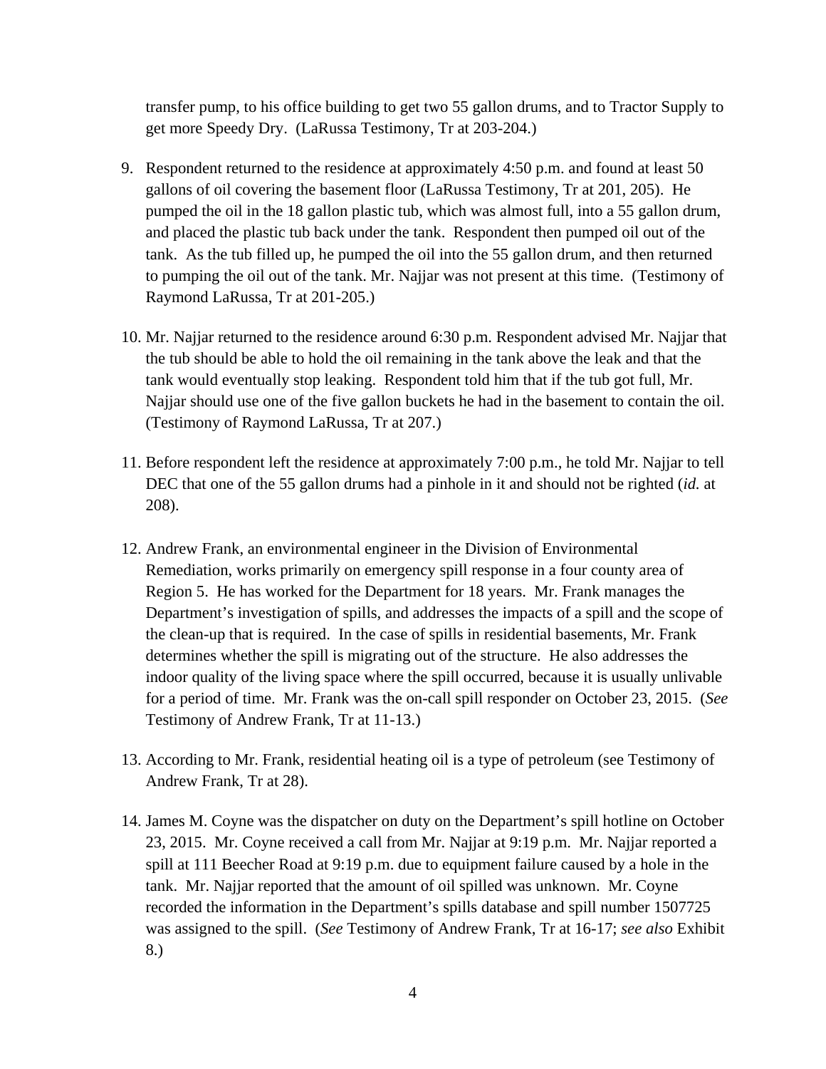transfer pump, to his office building to get two 55 gallon drums, and to Tractor Supply to get more Speedy Dry. (LaRussa Testimony, Tr at 203-204.)

9. Respondent returned to the residence at approximately 4:50 p.m. and found at least 50 gallons of oil covering the basement floor (LaRussa Testimony, Tr at 201, 205). He pumped the oil in the 18 gallon plastic tub, which was almost full, into a 55 gallon drum, and placed the plastic tub back under the tank. Respondent then pumped oil out of the tank. As the tub filled up, he pumped the oil into the 55 gallon drum, and then returned to pumping the oil out of the tank. Mr. Najjar was not present at this time. (Testimony of Raymond LaRussa, Tr at 201-205.)

10. Mr. Najjar returned to the residence around 6:30 p.m. Respondent advised Mr. Najjar that the tub should be able to hold the oil remaining in the tank above the leak and that the tank would eventually stop leaking. Respondent told him that if the tub got full, Mr. Najjar should use one of the five gallon buckets he had in the basement to contain the oil. (Testimony of Raymond LaRussa, Tr at 207.)

11. Before respondent left the residence at approximately 7:00 p.m., he told Mr. Najjar to tell DEC that one of the 55 gallon drums had a pinhole in it and should not be righted (*id.* at 208).

12. Andrew Frank, an environmental engineer in the Division of Environmental Remediation, works primarily on emergency spill response in a four county area of Region 5. He has worked for the Department for 18 years. Mr. Frank manages the Department's investigation of spills, and addresses the impacts of a spill and the scope of the clean-up that is required. In the case of spills in residential basements, Mr. Frank determines whether the spill is migrating out of the structure. He also addresses the indoor quality of the living space where the spill occurred, because it is usually unlivable for a period of time. Mr. Frank was the on-call spill responder on October 23, 2015. (*See* Testimony of Andrew Frank, Tr at 11-13.)

13. According to Mr. Frank, residential heating oil is a type of petroleum (see Testimony of Andrew Frank, Tr at 28).

14. James M. Coyne was the dispatcher on duty on the Department's spill hotline on October 23, 2015. Mr. Coyne received a call from Mr. Najjar at 9:19 p.m. Mr. Najjar reported a spill at 111 Beecher Road at 9:19 p.m. due to equipment failure caused by a hole in the tank. Mr. Najjar reported that the amount of oil spilled was unknown. Mr. Coyne recorded the information in the Department's spills database and spill number 1507725 was assigned to the spill. (*See* Testimony of Andrew Frank, Tr at 16-17; *see also* Exhibit 8.)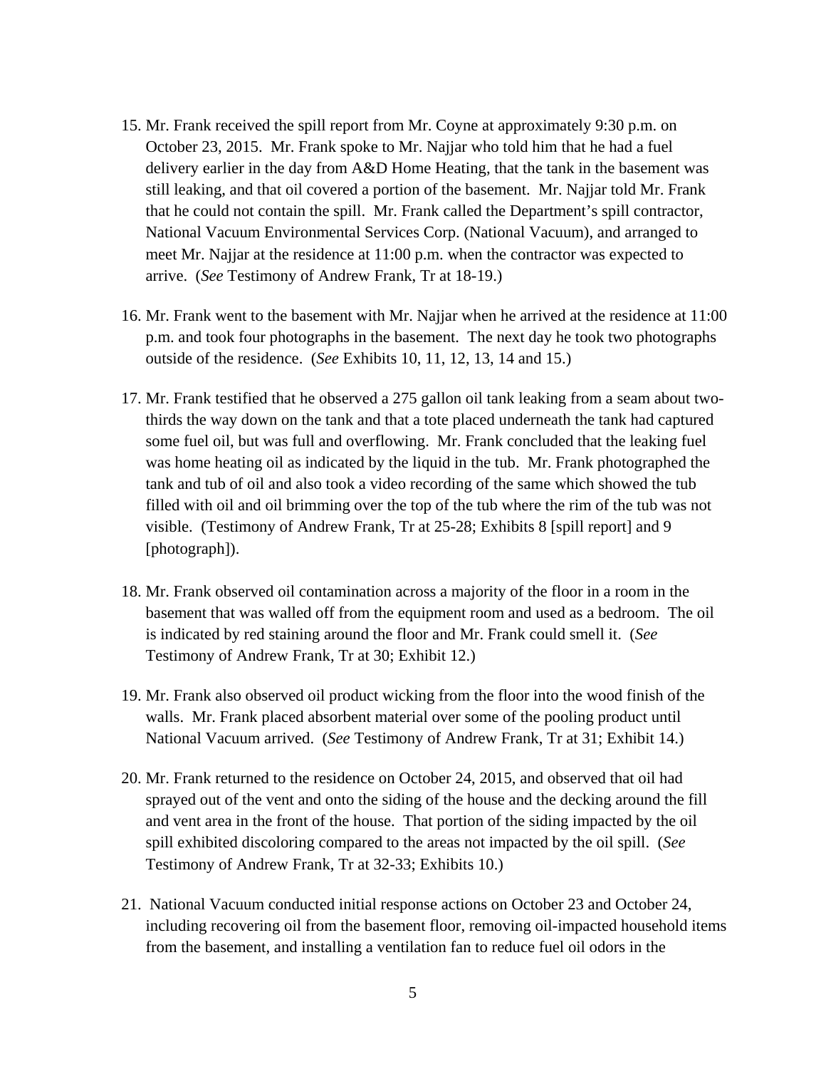15. Mr. Frank received the spill report from Mr. Coyne at approximately 9:30 p.m. on October 23, 2015. Mr. Frank spoke to Mr. Najjar who told him that he had a fuel delivery earlier in the day from A&D Home Heating, that the tank in the basement was still leaking, and that oil covered a portion of the basement. Mr. Najjar told Mr. Frank that he could not contain the spill. Mr. Frank called the Department's spill contractor, National Vacuum Environmental Services Corp. (National Vacuum), and arranged to meet Mr. Najjar at the residence at 11:00 p.m. when the contractor was expected to arrive. (*See* Testimony of Andrew Frank, Tr at 18-19.)

16. Mr. Frank went to the basement with Mr. Najjar when he arrived at the residence at 11:00 p.m. and took four photographs in the basement. The next day he took two photographs outside of the residence. (*See* Exhibits 10, 11, 12, 13, 14 and 15.)

17. Mr. Frank testified that he observed a 275 gallon oil tank leaking from a seam about two-thirds the way down on the tank and that a tote placed underneath the tank had captured some fuel oil, but was full and overflowing. Mr. Frank concluded that the leaking fuel was home heating oil as indicated by the liquid in the tub. Mr. Frank photographed the tank and tub of oil and also took a video recording of the same which showed the tub filled with oil and oil brimming over the top of the tub where the rim of the tub was not visible. (Testimony of Andrew Frank, Tr at 25-28; Exhibits 8 [spill report] and 9 [photograph]).

18. Mr. Frank observed oil contamination across a majority of the floor in a room in the basement that was walled off from the equipment room and used as a bedroom. The oil is indicated by red staining around the floor and Mr. Frank could smell it. (*See* Testimony of Andrew Frank, Tr at 30; Exhibit 12.)

19. Mr. Frank also observed oil product wicking from the floor into the wood finish of the walls. Mr. Frank placed absorbent material over some of the pooling product until National Vacuum arrived. (*See* Testimony of Andrew Frank, Tr at 31; Exhibit 14.)

20. Mr. Frank returned to the residence on October 24, 2015, and observed that oil had sprayed out of the vent and onto the siding of the house and the decking around the fill and vent area in the front of the house. That portion of the siding impacted by the oil spill exhibited discoloring compared to the areas not impacted by the oil spill. (*See* Testimony of Andrew Frank, Tr at 32-33; Exhibits 10.)

21. National Vacuum conducted initial response actions on October 23 and October 24, including recovering oil from the basement floor, removing oil-impacted household items from the basement, and installing a ventilation fan to reduce fuel oil odors in the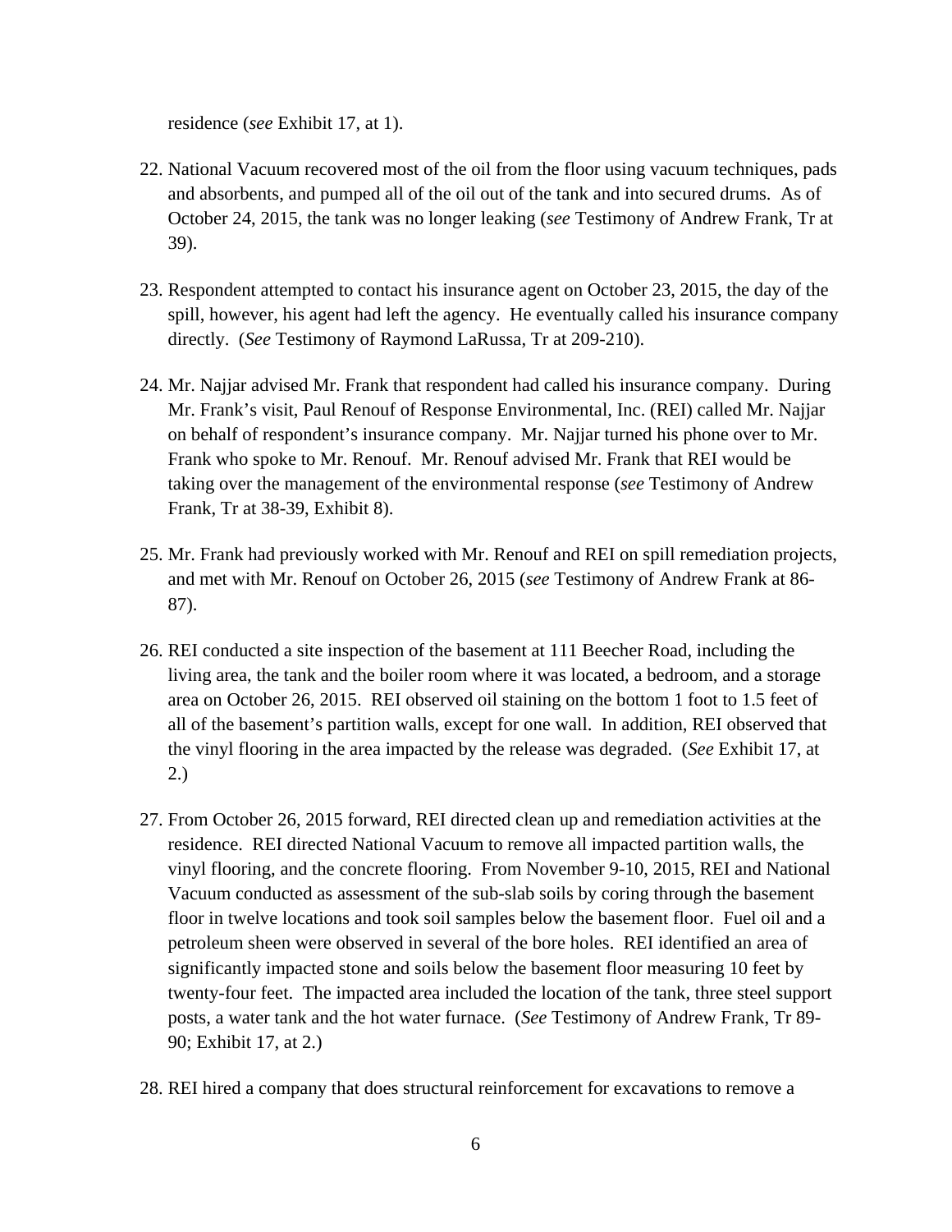residence (*see* Exhibit 17, at 1).

22. National Vacuum recovered most of the oil from the floor using vacuum techniques, pads and absorbents, and pumped all of the oil out of the tank and into secured drums. As of October 24, 2015, the tank was no longer leaking (*see* Testimony of Andrew Frank, Tr at 39).

23. Respondent attempted to contact his insurance agent on October 23, 2015, the day of the spill, however, his agent had left the agency. He eventually called his insurance company directly. (*See* Testimony of Raymond LaRussa, Tr at 209-210).

24. Mr. Najjar advised Mr. Frank that respondent had called his insurance company. During Mr. Frank's visit, Paul Renouf of Response Environmental, Inc. (REI) called Mr. Najjar on behalf of respondent's insurance company. Mr. Najjar turned his phone over to Mr. Frank who spoke to Mr. Renouf. Mr. Renouf advised Mr. Frank that REI would be taking over the management of the environmental response (*see* Testimony of Andrew Frank, Tr at 38-39, Exhibit 8).

25. Mr. Frank had previously worked with Mr. Renouf and REI on spill remediation projects, and met with Mr. Renouf on October 26, 2015 (*see* Testimony of Andrew Frank at 86-87).

26. REI conducted a site inspection of the basement at 111 Beecher Road, including the living area, the tank and the boiler room where it was located, a bedroom, and a storage area on October 26, 2015. REI observed oil staining on the bottom 1 foot to 1.5 feet of all of the basement's partition walls, except for one wall. In addition, REI observed that the vinyl flooring in the area impacted by the release was degraded. (*See* Exhibit 17, at 2.)

27. From October 26, 2015 forward, REI directed clean up and remediation activities at the residence. REI directed National Vacuum to remove all impacted partition walls, the vinyl flooring, and the concrete flooring. From November 9-10, 2015, REI and National Vacuum conducted as assessment of the sub-slab soils by coring through the basement floor in twelve locations and took soil samples below the basement floor. Fuel oil and a petroleum sheen were observed in several of the bore holes. REI identified an area of significantly impacted stone and soils below the basement floor measuring 10 feet by twenty-four feet. The impacted area included the location of the tank, three steel support posts, a water tank and the hot water furnace. (*See* Testimony of Andrew Frank, Tr 89-90; Exhibit 17, at 2.)

28. REI hired a company that does structural reinforcement for excavations to remove a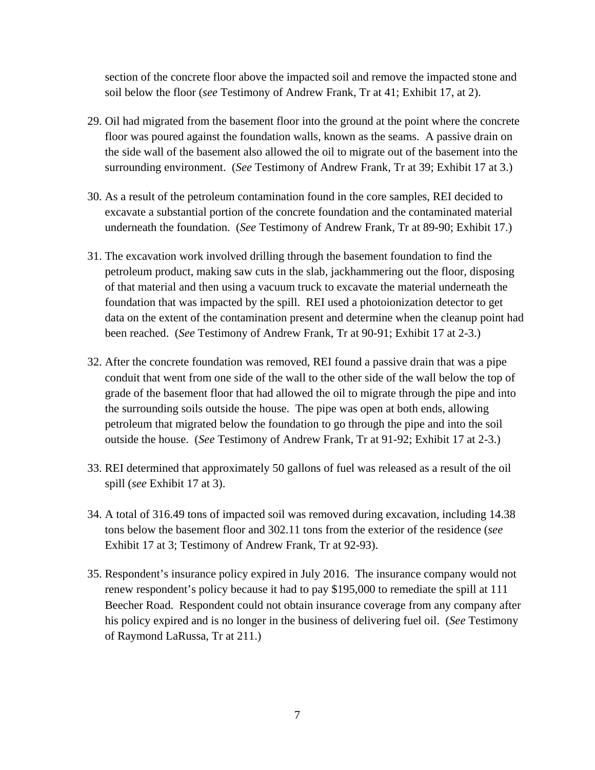section of the concrete floor above the impacted soil and remove the impacted stone and soil below the floor (*see* Testimony of Andrew Frank, Tr at 41; Exhibit 17, at 2).

29. Oil had migrated from the basement floor into the ground at the point where the concrete floor was poured against the foundation walls, known as the seams. A passive drain on the side wall of the basement also allowed the oil to migrate out of the basement into the surrounding environment. (*See* Testimony of Andrew Frank, Tr at 39; Exhibit 17 at 3.)

30. As a result of the petroleum contamination found in the core samples, REI decided to excavate a substantial portion of the concrete foundation and the contaminated material underneath the foundation. (*See* Testimony of Andrew Frank, Tr at 89-90; Exhibit 17.)

31. The excavation work involved drilling through the basement foundation to find the petroleum product, making saw cuts in the slab, jackhammering out the floor, disposing of that material and then using a vacuum truck to excavate the material underneath the foundation that was impacted by the spill. REI used a photoionization detector to get data on the extent of the contamination present and determine when the cleanup point had been reached. (*See* Testimony of Andrew Frank, Tr at 90-91; Exhibit 17 at 2-3.)

32. After the concrete foundation was removed, REI found a passive drain that was a pipe conduit that went from one side of the wall to the other side of the wall below the top of grade of the basement floor that had allowed the oil to migrate through the pipe and into the surrounding soils outside the house. The pipe was open at both ends, allowing petroleum that migrated below the foundation to go through the pipe and into the soil outside the house. (*See* Testimony of Andrew Frank, Tr at 91-92; Exhibit 17 at 2-3.)

33. REI determined that approximately 50 gallons of fuel was released as a result of the oil spill (*see* Exhibit 17 at 3).

34. A total of 316.49 tons of impacted soil was removed during excavation, including 14.38 tons below the basement floor and 302.11 tons from the exterior of the residence (*see* Exhibit 17 at 3; Testimony of Andrew Frank, Tr at 92-93).

35. Respondent's insurance policy expired in July 2016. The insurance company would not renew respondent's policy because it had to pay $195,000 to remediate the spill at 111 Beecher Road. Respondent could not obtain insurance coverage from any company after his policy expired and is no longer in the business of delivering fuel oil. (*See* Testimony of Raymond LaRussa, Tr at 211.)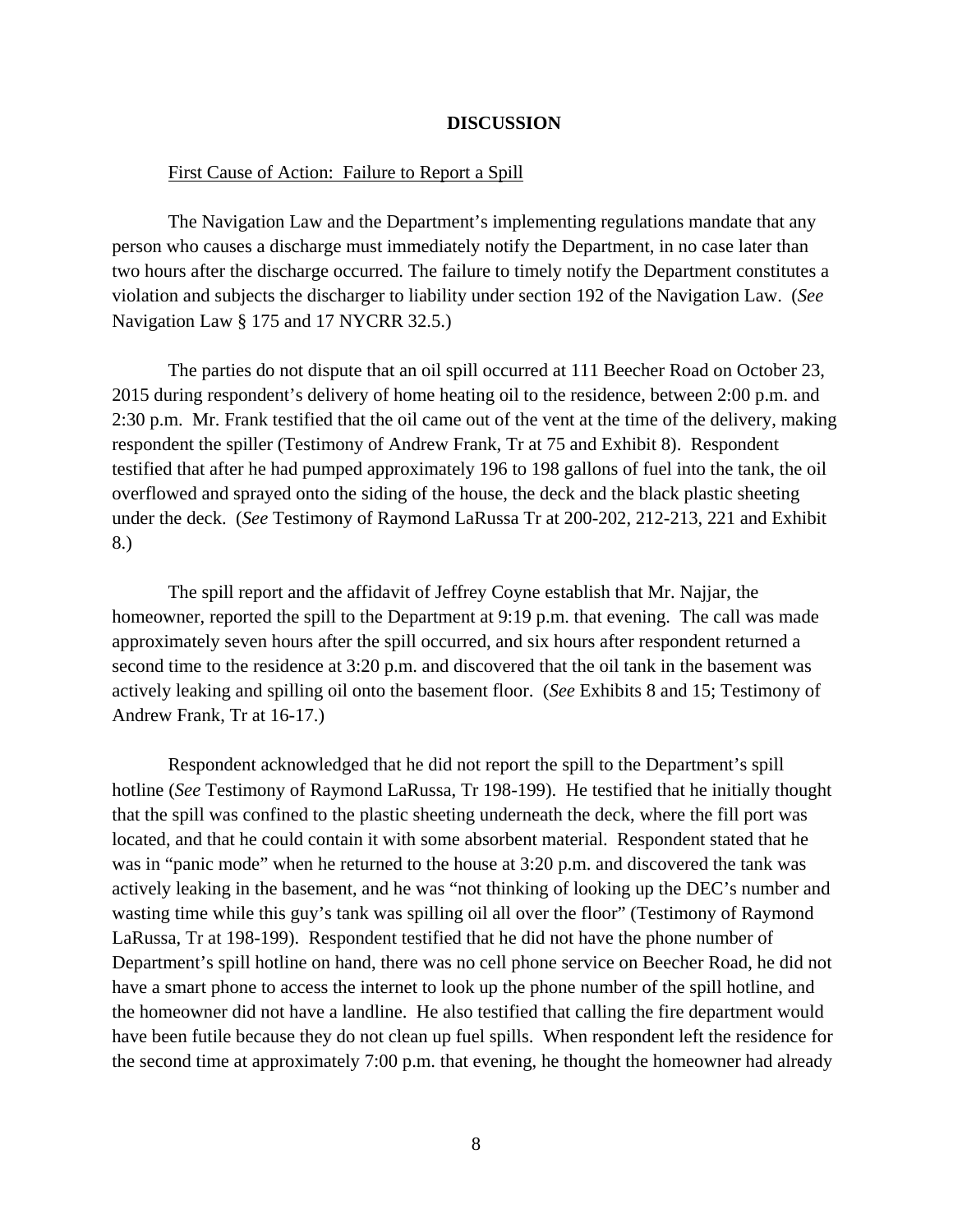## DISCUSSION

First Cause of Action: Failure to Report a Spill

The Navigation Law and the Department's implementing regulations mandate that any person who causes a discharge must immediately notify the Department, in no case later than two hours after the discharge occurred. The failure to timely notify the Department constitutes a violation and subjects the discharger to liability under section 192 of the Navigation Law. (*See* Navigation Law § 175 and 17 NYCRR 32.5.)

The parties do not dispute that an oil spill occurred at 111 Beecher Road on October 23, 2015 during respondent's delivery of home heating oil to the residence, between 2:00 p.m. and 2:30 p.m. Mr. Frank testified that the oil came out of the vent at the time of the delivery, making respondent the spiller (Testimony of Andrew Frank, Tr at 75 and Exhibit 8). Respondent testified that after he had pumped approximately 196 to 198 gallons of fuel into the tank, the oil overflowed and sprayed onto the siding of the house, the deck and the black plastic sheeting under the deck. (*See* Testimony of Raymond LaRussa Tr at 200-202, 212-213, 221 and Exhibit 8.)

The spill report and the affidavit of Jeffrey Coyne establish that Mr. Najjar, the homeowner, reported the spill to the Department at 9:19 p.m. that evening. The call was made approximately seven hours after the spill occurred, and six hours after respondent returned a second time to the residence at 3:20 p.m. and discovered that the oil tank in the basement was actively leaking and spilling oil onto the basement floor. (*See* Exhibits 8 and 15; Testimony of Andrew Frank, Tr at 16-17.)

Respondent acknowledged that he did not report the spill to the Department's spill hotline (*See* Testimony of Raymond LaRussa, Tr 198-199). He testified that he initially thought that the spill was confined to the plastic sheeting underneath the deck, where the fill port was located, and that he could contain it with some absorbent material. Respondent stated that he was in "panic mode" when he returned to the house at 3:20 p.m. and discovered the tank was actively leaking in the basement, and he was "not thinking of looking up the DEC's number and wasting time while this guy's tank was spilling oil all over the floor" (Testimony of Raymond LaRussa, Tr at 198-199). Respondent testified that he did not have the phone number of Department's spill hotline on hand, there was no cell phone service on Beecher Road, he did not have a smart phone to access the internet to look up the phone number of the spill hotline, and the homeowner did not have a landline. He also testified that calling the fire department would have been futile because they do not clean up fuel spills. When respondent left the residence for the second time at approximately 7:00 p.m. that evening, he thought the homeowner had already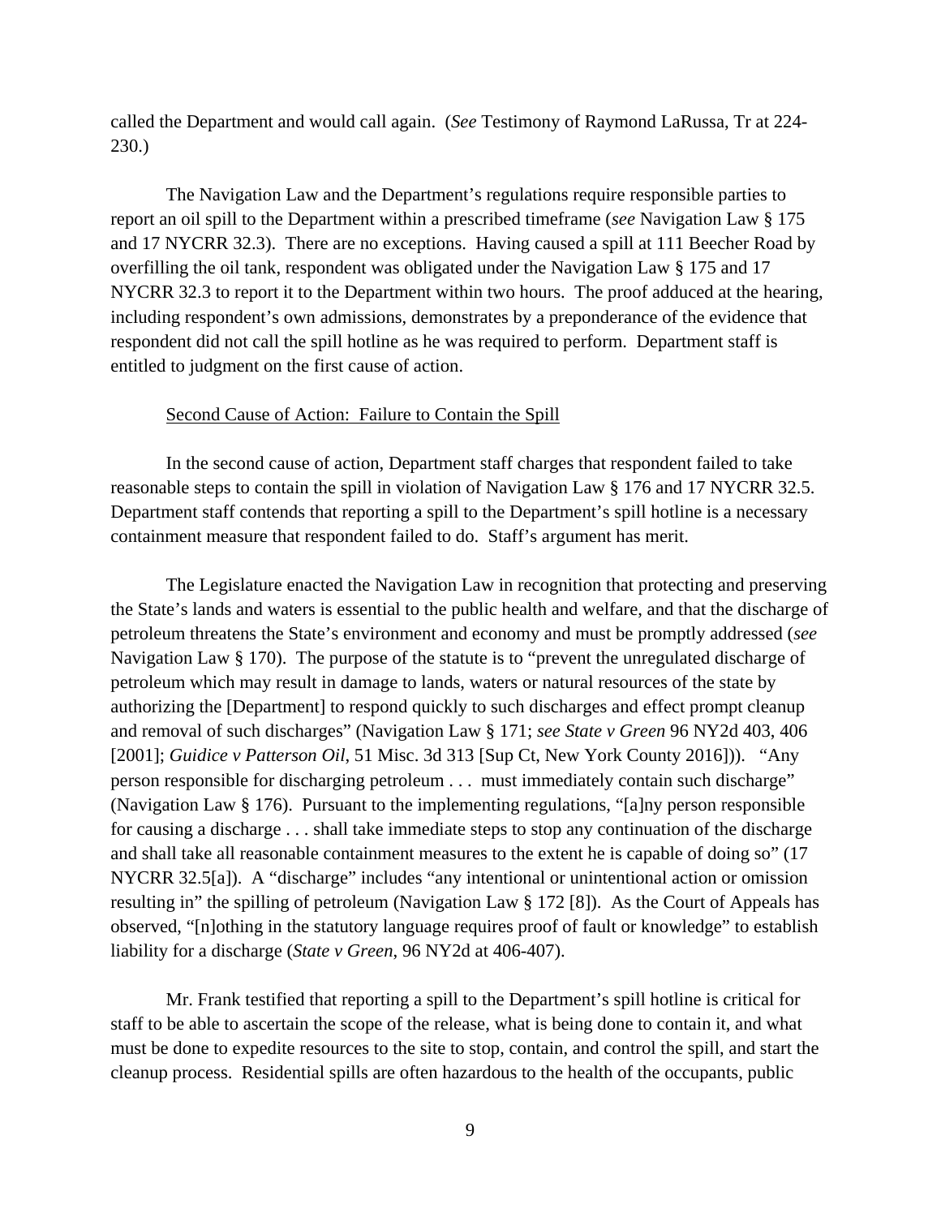called the Department and would call again. (*See* Testimony of Raymond LaRussa, Tr at 224-230.)

The Navigation Law and the Department's regulations require responsible parties to report an oil spill to the Department within a prescribed timeframe (*see* Navigation Law § 175 and 17 NYCRR 32.3). There are no exceptions. Having caused a spill at 111 Beecher Road by overfilling the oil tank, respondent was obligated under the Navigation Law § 175 and 17 NYCRR 32.3 to report it to the Department within two hours. The proof adduced at the hearing, including respondent's own admissions, demonstrates by a preponderance of the evidence that respondent did not call the spill hotline as he was required to perform. Department staff is entitled to judgment on the first cause of action.

Second Cause of Action: Failure to Contain the Spill

In the second cause of action, Department staff charges that respondent failed to take reasonable steps to contain the spill in violation of Navigation Law § 176 and 17 NYCRR 32.5. Department staff contends that reporting a spill to the Department's spill hotline is a necessary containment measure that respondent failed to do. Staff's argument has merit.

The Legislature enacted the Navigation Law in recognition that protecting and preserving the State's lands and waters is essential to the public health and welfare, and that the discharge of petroleum threatens the State's environment and economy and must be promptly addressed (*see* Navigation Law § 170). The purpose of the statute is to "prevent the unregulated discharge of petroleum which may result in damage to lands, waters or natural resources of the state by authorizing the [Department] to respond quickly to such discharges and effect prompt cleanup and removal of such discharges" (Navigation Law § 171; *see State v Green* 96 NY2d 403, 406 [2001]; *Guidice v Patterson Oil*, 51 Misc. 3d 313 [Sup Ct, New York County 2016])). "Any person responsible for discharging petroleum . . . must immediately contain such discharge" (Navigation Law § 176). Pursuant to the implementing regulations, "[a]ny person responsible for causing a discharge . . . shall take immediate steps to stop any continuation of the discharge and shall take all reasonable containment measures to the extent he is capable of doing so" (17 NYCRR 32.5[a]). A "discharge" includes "any intentional or unintentional action or omission resulting in" the spilling of petroleum (Navigation Law § 172 [8]). As the Court of Appeals has observed, "[n]othing in the statutory language requires proof of fault or knowledge" to establish liability for a discharge (*State v Green*, 96 NY2d at 406-407).

Mr. Frank testified that reporting a spill to the Department's spill hotline is critical for staff to be able to ascertain the scope of the release, what is being done to contain it, and what must be done to expedite resources to the site to stop, contain, and control the spill, and start the cleanup process. Residential spills are often hazardous to the health of the occupants, public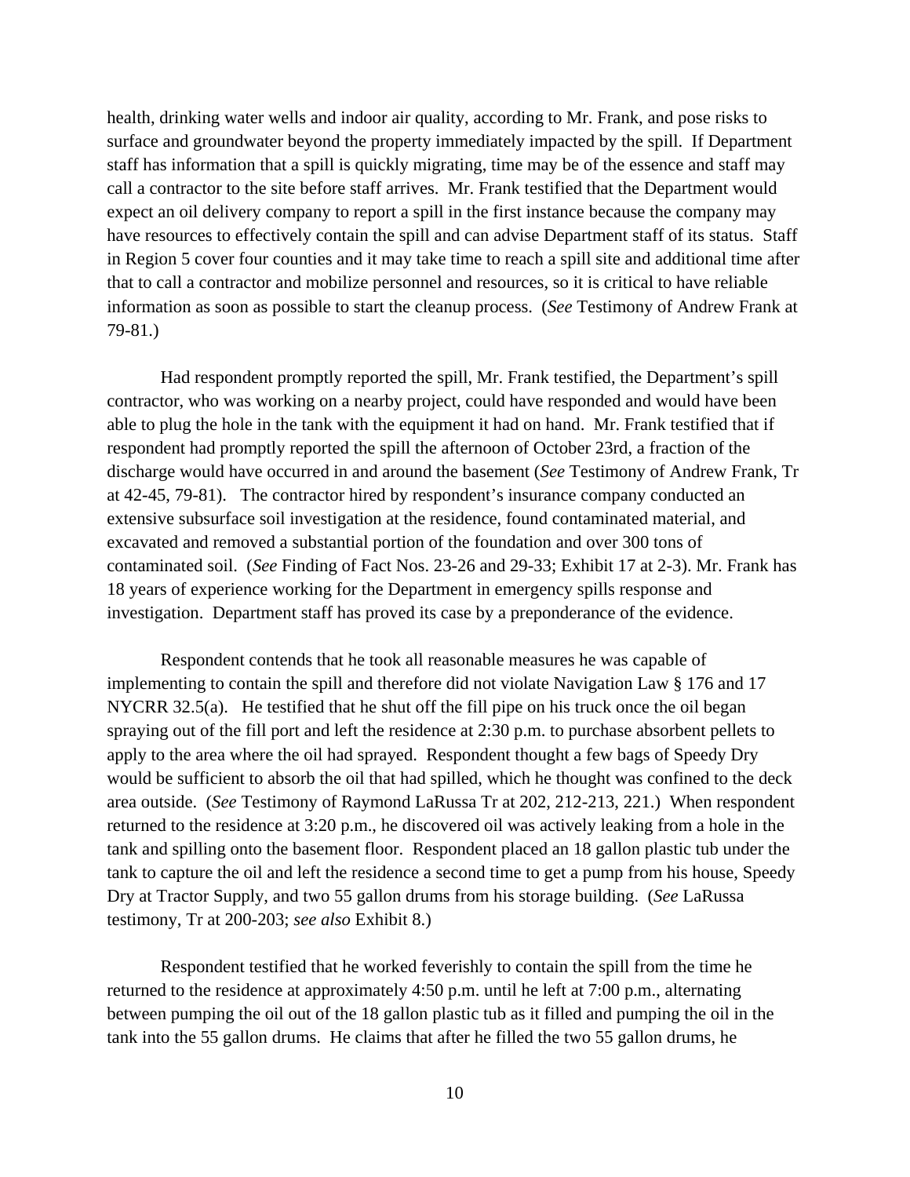health, drinking water wells and indoor air quality, according to Mr. Frank, and pose risks to surface and groundwater beyond the property immediately impacted by the spill. If Department staff has information that a spill is quickly migrating, time may be of the essence and staff may call a contractor to the site before staff arrives. Mr. Frank testified that the Department would expect an oil delivery company to report a spill in the first instance because the company may have resources to effectively contain the spill and can advise Department staff of its status. Staff in Region 5 cover four counties and it may take time to reach a spill site and additional time after that to call a contractor and mobilize personnel and resources, so it is critical to have reliable information as soon as possible to start the cleanup process. (*See* Testimony of Andrew Frank at 79-81.)

Had respondent promptly reported the spill, Mr. Frank testified, the Department's spill contractor, who was working on a nearby project, could have responded and would have been able to plug the hole in the tank with the equipment it had on hand. Mr. Frank testified that if respondent had promptly reported the spill the afternoon of October 23rd, a fraction of the discharge would have occurred in and around the basement (*See* Testimony of Andrew Frank, Tr at 42-45, 79-81). The contractor hired by respondent's insurance company conducted an extensive subsurface soil investigation at the residence, found contaminated material, and excavated and removed a substantial portion of the foundation and over 300 tons of contaminated soil. (*See* Finding of Fact Nos. 23-26 and 29-33; Exhibit 17 at 2-3). Mr. Frank has 18 years of experience working for the Department in emergency spills response and investigation. Department staff has proved its case by a preponderance of the evidence.

Respondent contends that he took all reasonable measures he was capable of implementing to contain the spill and therefore did not violate Navigation Law § 176 and 17 NYCRR 32.5(a). He testified that he shut off the fill pipe on his truck once the oil began spraying out of the fill port and left the residence at 2:30 p.m. to purchase absorbent pellets to apply to the area where the oil had sprayed. Respondent thought a few bags of Speedy Dry would be sufficient to absorb the oil that had spilled, which he thought was confined to the deck area outside. (*See* Testimony of Raymond LaRussa Tr at 202, 212-213, 221.) When respondent returned to the residence at 3:20 p.m., he discovered oil was actively leaking from a hole in the tank and spilling onto the basement floor. Respondent placed an 18 gallon plastic tub under the tank to capture the oil and left the residence a second time to get a pump from his house, Speedy Dry at Tractor Supply, and two 55 gallon drums from his storage building. (*See* LaRussa testimony, Tr at 200-203; *see also* Exhibit 8.)

Respondent testified that he worked feverishly to contain the spill from the time he returned to the residence at approximately 4:50 p.m. until he left at 7:00 p.m., alternating between pumping the oil out of the 18 gallon plastic tub as it filled and pumping the oil in the tank into the 55 gallon drums. He claims that after he filled the two 55 gallon drums, he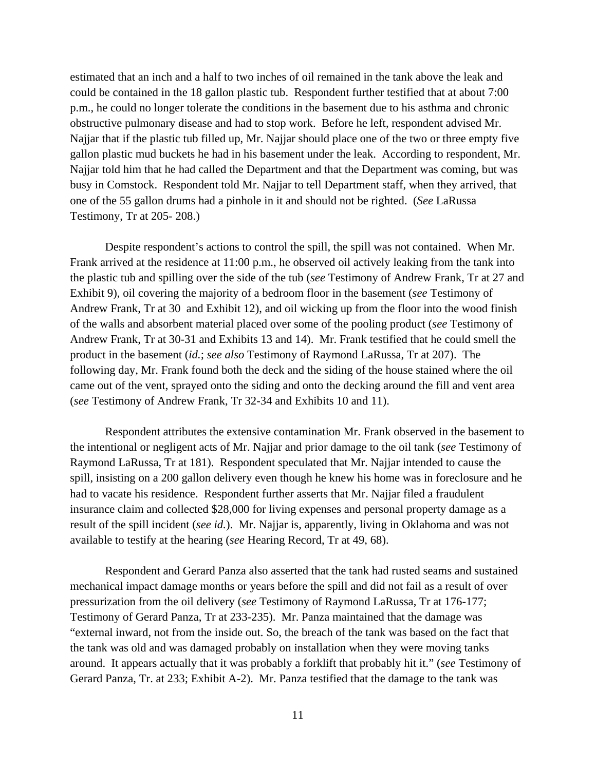estimated that an inch and a half to two inches of oil remained in the tank above the leak and could be contained in the 18 gallon plastic tub. Respondent further testified that at about 7:00 p.m., he could no longer tolerate the conditions in the basement due to his asthma and chronic obstructive pulmonary disease and had to stop work. Before he left, respondent advised Mr. Najjar that if the plastic tub filled up, Mr. Najjar should place one of the two or three empty five gallon plastic mud buckets he had in his basement under the leak. According to respondent, Mr. Najjar told him that he had called the Department and that the Department was coming, but was busy in Comstock. Respondent told Mr. Najjar to tell Department staff, when they arrived, that one of the 55 gallon drums had a pinhole in it and should not be righted. (*See* LaRussa Testimony, Tr at 205- 208.)

Despite respondent's actions to control the spill, the spill was not contained. When Mr. Frank arrived at the residence at 11:00 p.m., he observed oil actively leaking from the tank into the plastic tub and spilling over the side of the tub (*see* Testimony of Andrew Frank, Tr at 27 and Exhibit 9), oil covering the majority of a bedroom floor in the basement (*see* Testimony of Andrew Frank, Tr at 30 and Exhibit 12), and oil wicking up from the floor into the wood finish of the walls and absorbent material placed over some of the pooling product (*see* Testimony of Andrew Frank, Tr at 30-31 and Exhibits 13 and 14). Mr. Frank testified that he could smell the product in the basement (*id.*; *see also* Testimony of Raymond LaRussa, Tr at 207). The following day, Mr. Frank found both the deck and the siding of the house stained where the oil came out of the vent, sprayed onto the siding and onto the decking around the fill and vent area (*see* Testimony of Andrew Frank, Tr 32-34 and Exhibits 10 and 11).

Respondent attributes the extensive contamination Mr. Frank observed in the basement to the intentional or negligent acts of Mr. Najjar and prior damage to the oil tank (*see* Testimony of Raymond LaRussa, Tr at 181). Respondent speculated that Mr. Najjar intended to cause the spill, insisting on a 200 gallon delivery even though he knew his home was in foreclosure and he had to vacate his residence. Respondent further asserts that Mr. Najjar filed a fraudulent insurance claim and collected $28,000 for living expenses and personal property damage as a result of the spill incident (*see id.*). Mr. Najjar is, apparently, living in Oklahoma and was not available to testify at the hearing (*see* Hearing Record, Tr at 49, 68).

Respondent and Gerard Panza also asserted that the tank had rusted seams and sustained mechanical impact damage months or years before the spill and did not fail as a result of over pressurization from the oil delivery (*see* Testimony of Raymond LaRussa, Tr at 176-177; Testimony of Gerard Panza, Tr at 233-235). Mr. Panza maintained that the damage was "external inward, not from the inside out. So, the breach of the tank was based on the fact that the tank was old and was damaged probably on installation when they were moving tanks around. It appears actually that it was probably a forklift that probably hit it." (*see* Testimony of Gerard Panza, Tr. at 233; Exhibit A-2). Mr. Panza testified that the damage to the tank was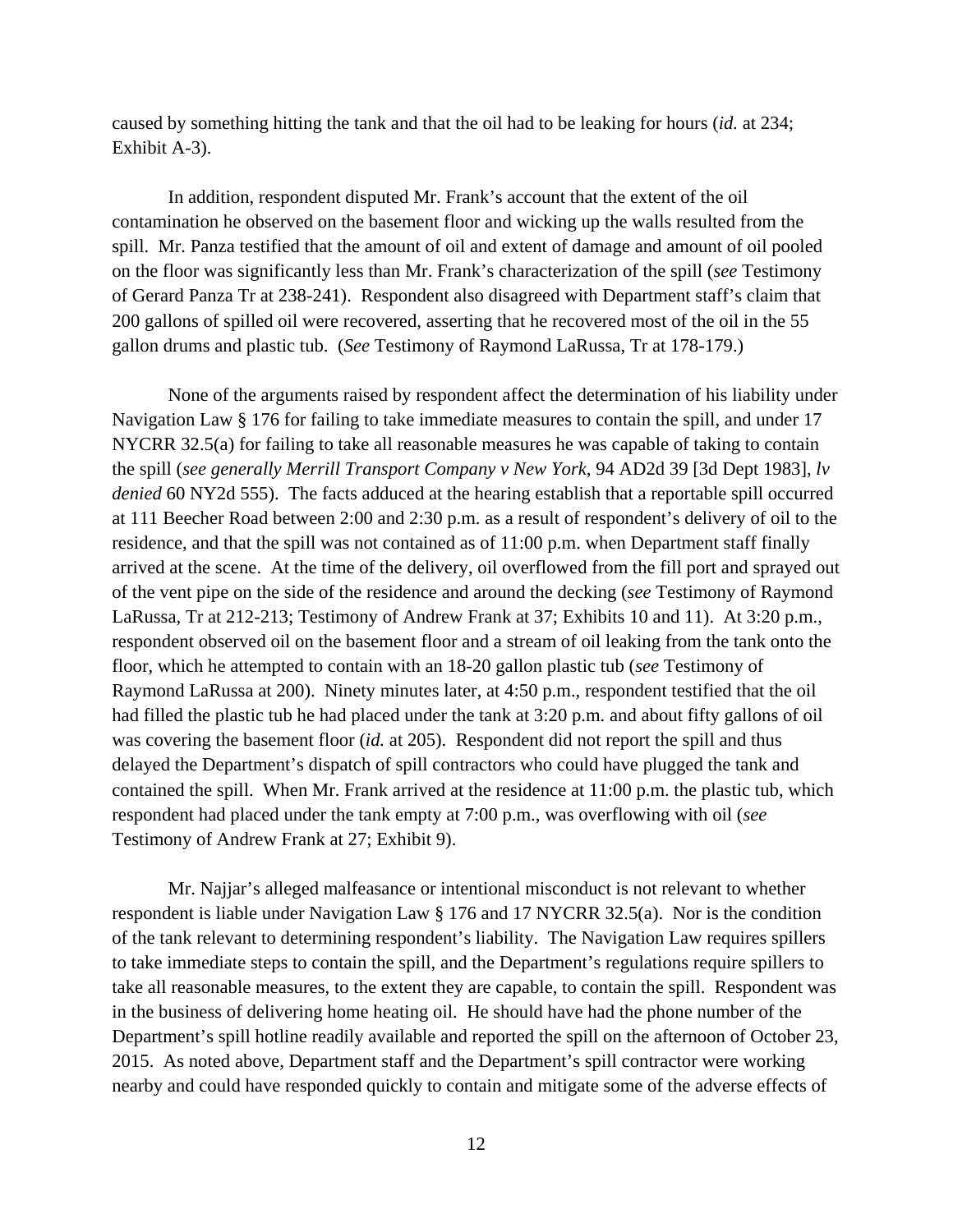caused by something hitting the tank and that the oil had to be leaking for hours (*id.* at 234; Exhibit A-3).

In addition, respondent disputed Mr. Frank's account that the extent of the oil contamination he observed on the basement floor and wicking up the walls resulted from the spill. Mr. Panza testified that the amount of oil and extent of damage and amount of oil pooled on the floor was significantly less than Mr. Frank's characterization of the spill (*see* Testimony of Gerard Panza Tr at 238-241). Respondent also disagreed with Department staff's claim that 200 gallons of spilled oil were recovered, asserting that he recovered most of the oil in the 55 gallon drums and plastic tub. (*See* Testimony of Raymond LaRussa, Tr at 178-179.)

None of the arguments raised by respondent affect the determination of his liability under Navigation Law § 176 for failing to take immediate measures to contain the spill, and under 17 NYCRR 32.5(a) for failing to take all reasonable measures he was capable of taking to contain the spill (*see generally Merrill Transport Company v New York*, 94 AD2d 39 [3d Dept 1983], *lv denied* 60 NY2d 555). The facts adduced at the hearing establish that a reportable spill occurred at 111 Beecher Road between 2:00 and 2:30 p.m. as a result of respondent's delivery of oil to the residence, and that the spill was not contained as of 11:00 p.m. when Department staff finally arrived at the scene. At the time of the delivery, oil overflowed from the fill port and sprayed out of the vent pipe on the side of the residence and around the decking (*see* Testimony of Raymond LaRussa, Tr at 212-213; Testimony of Andrew Frank at 37; Exhibits 10 and 11). At 3:20 p.m., respondent observed oil on the basement floor and a stream of oil leaking from the tank onto the floor, which he attempted to contain with an 18-20 gallon plastic tub (*see* Testimony of Raymond LaRussa at 200). Ninety minutes later, at 4:50 p.m., respondent testified that the oil had filled the plastic tub he had placed under the tank at 3:20 p.m. and about fifty gallons of oil was covering the basement floor (*id.* at 205). Respondent did not report the spill and thus delayed the Department's dispatch of spill contractors who could have plugged the tank and contained the spill. When Mr. Frank arrived at the residence at 11:00 p.m. the plastic tub, which respondent had placed under the tank empty at 7:00 p.m., was overflowing with oil (*see* Testimony of Andrew Frank at 27; Exhibit 9).

Mr. Najjar's alleged malfeasance or intentional misconduct is not relevant to whether respondent is liable under Navigation Law § 176 and 17 NYCRR 32.5(a). Nor is the condition of the tank relevant to determining respondent's liability. The Navigation Law requires spillers to take immediate steps to contain the spill, and the Department's regulations require spillers to take all reasonable measures, to the extent they are capable, to contain the spill. Respondent was in the business of delivering home heating oil. He should have had the phone number of the Department's spill hotline readily available and reported the spill on the afternoon of October 23, 2015. As noted above, Department staff and the Department's spill contractor were working nearby and could have responded quickly to contain and mitigate some of the adverse effects of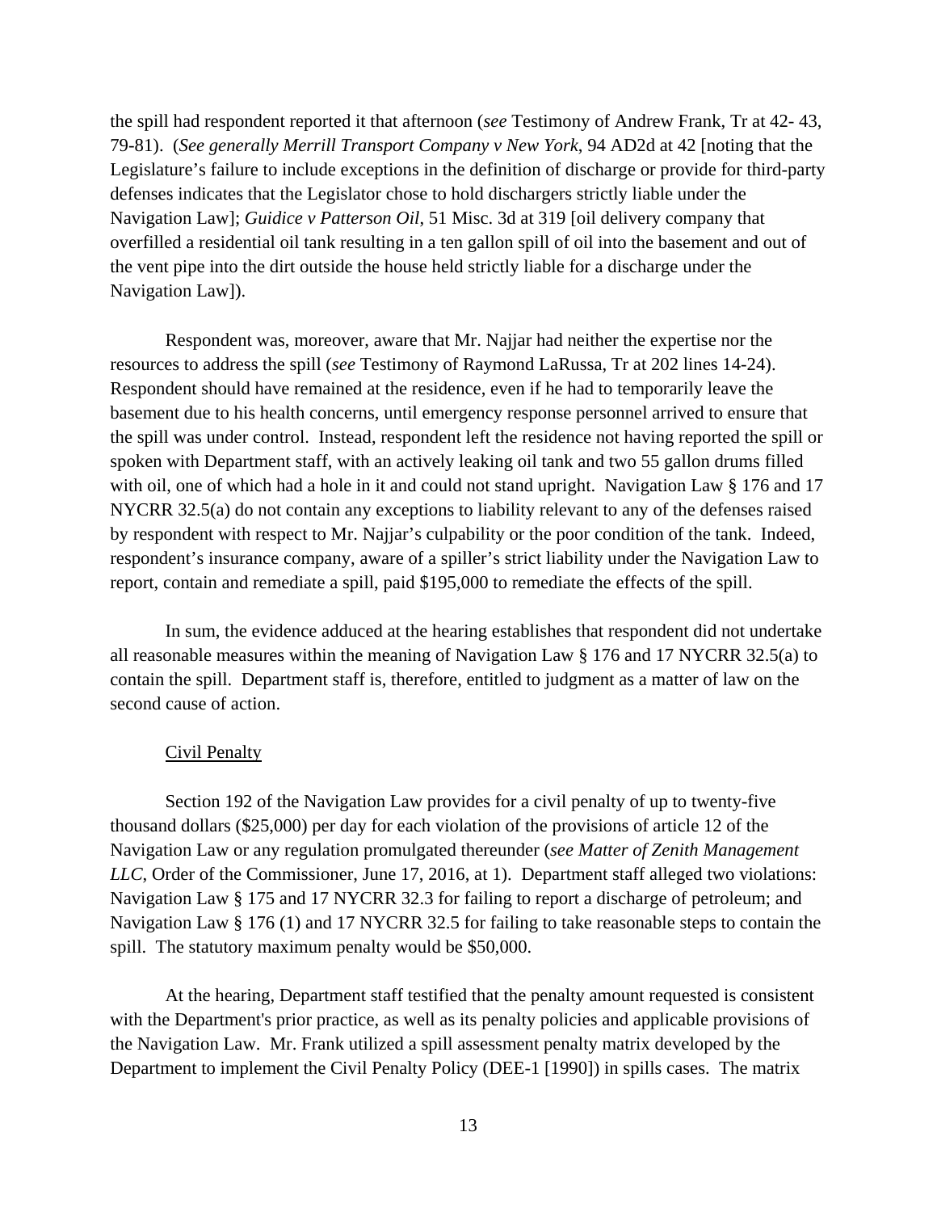the spill had respondent reported it that afternoon (*see* Testimony of Andrew Frank, Tr at 42- 43, 79-81). (*See generally Merrill Transport Company v New York*, 94 AD2d at 42 [noting that the Legislature's failure to include exceptions in the definition of discharge or provide for third-party defenses indicates that the Legislator chose to hold dischargers strictly liable under the Navigation Law]; *Guidice v Patterson Oil*, 51 Misc. 3d at 319 [oil delivery company that overfilled a residential oil tank resulting in a ten gallon spill of oil into the basement and out of the vent pipe into the dirt outside the house held strictly liable for a discharge under the Navigation Law]).

Respondent was, moreover, aware that Mr. Najjar had neither the expertise nor the resources to address the spill (*see* Testimony of Raymond LaRussa, Tr at 202 lines 14-24). Respondent should have remained at the residence, even if he had to temporarily leave the basement due to his health concerns, until emergency response personnel arrived to ensure that the spill was under control. Instead, respondent left the residence not having reported the spill or spoken with Department staff, with an actively leaking oil tank and two 55 gallon drums filled with oil, one of which had a hole in it and could not stand upright. Navigation Law § 176 and 17 NYCRR 32.5(a) do not contain any exceptions to liability relevant to any of the defenses raised by respondent with respect to Mr. Najjar's culpability or the poor condition of the tank. Indeed, respondent's insurance company, aware of a spiller's strict liability under the Navigation Law to report, contain and remediate a spill, paid $195,000 to remediate the effects of the spill.

In sum, the evidence adduced at the hearing establishes that respondent did not undertake all reasonable measures within the meaning of Navigation Law § 176 and 17 NYCRR 32.5(a) to contain the spill. Department staff is, therefore, entitled to judgment as a matter of law on the second cause of action.

Civil Penalty

Section 192 of the Navigation Law provides for a civil penalty of up to twenty-five thousand dollars ($25,000) per day for each violation of the provisions of article 12 of the Navigation Law or any regulation promulgated thereunder (*see Matter of Zenith Management LLC*, Order of the Commissioner, June 17, 2016, at 1). Department staff alleged two violations: Navigation Law § 175 and 17 NYCRR 32.3 for failing to report a discharge of petroleum; and Navigation Law § 176 (1) and 17 NYCRR 32.5 for failing to take reasonable steps to contain the spill. The statutory maximum penalty would be $50,000.

At the hearing, Department staff testified that the penalty amount requested is consistent with the Department's prior practice, as well as its penalty policies and applicable provisions of the Navigation Law. Mr. Frank utilized a spill assessment penalty matrix developed by the Department to implement the Civil Penalty Policy (DEE-1 [1990]) in spills cases. The matrix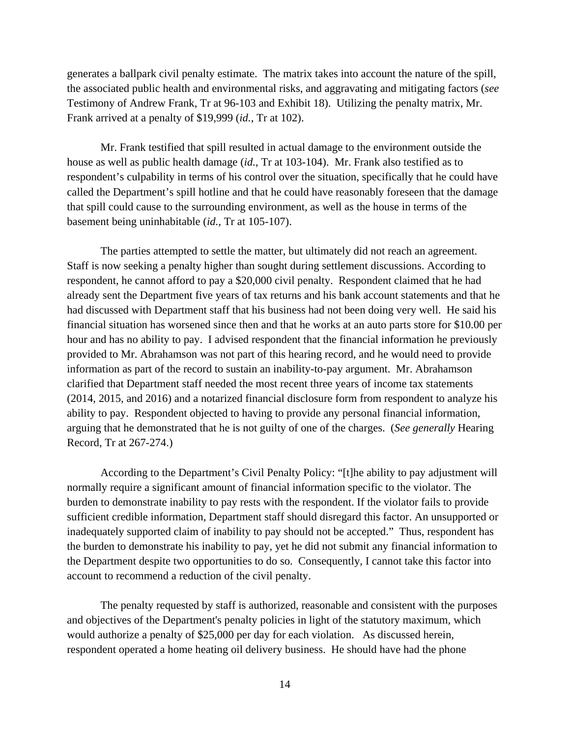generates a ballpark civil penalty estimate. The matrix takes into account the nature of the spill, the associated public health and environmental risks, and aggravating and mitigating factors (*see* Testimony of Andrew Frank, Tr at 96-103 and Exhibit 18). Utilizing the penalty matrix, Mr. Frank arrived at a penalty of $19,999 (*id.*, Tr at 102).

Mr. Frank testified that spill resulted in actual damage to the environment outside the house as well as public health damage (*id.*, Tr at 103-104). Mr. Frank also testified as to respondent's culpability in terms of his control over the situation, specifically that he could have called the Department's spill hotline and that he could have reasonably foreseen that the damage that spill could cause to the surrounding environment, as well as the house in terms of the basement being uninhabitable (*id.*, Tr at 105-107).

The parties attempted to settle the matter, but ultimately did not reach an agreement. Staff is now seeking a penalty higher than sought during settlement discussions. According to respondent, he cannot afford to pay a $20,000 civil penalty. Respondent claimed that he had already sent the Department five years of tax returns and his bank account statements and that he had discussed with Department staff that his business had not been doing very well. He said his financial situation has worsened since then and that he works at an auto parts store for $10.00 per hour and has no ability to pay. I advised respondent that the financial information he previously provided to Mr. Abrahamson was not part of this hearing record, and he would need to provide information as part of the record to sustain an inability-to-pay argument. Mr. Abrahamson clarified that Department staff needed the most recent three years of income tax statements (2014, 2015, and 2016) and a notarized financial disclosure form from respondent to analyze his ability to pay. Respondent objected to having to provide any personal financial information, arguing that he demonstrated that he is not guilty of one of the charges. (*See generally* Hearing Record, Tr at 267-274.)

According to the Department's Civil Penalty Policy: "[t]he ability to pay adjustment will normally require a significant amount of financial information specific to the violator. The burden to demonstrate inability to pay rests with the respondent. If the violator fails to provide sufficient credible information, Department staff should disregard this factor. An unsupported or inadequately supported claim of inability to pay should not be accepted." Thus, respondent has the burden to demonstrate his inability to pay, yet he did not submit any financial information to the Department despite two opportunities to do so. Consequently, I cannot take this factor into account to recommend a reduction of the civil penalty.

The penalty requested by staff is authorized, reasonable and consistent with the purposes and objectives of the Department's penalty policies in light of the statutory maximum, which would authorize a penalty of $25,000 per day for each violation. As discussed herein, respondent operated a home heating oil delivery business. He should have had the phone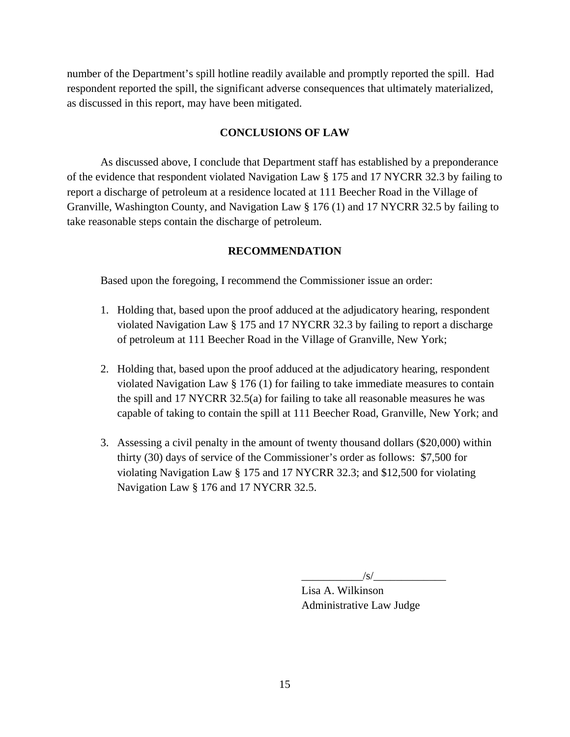number of the Department's spill hotline readily available and promptly reported the spill. Had respondent reported the spill, the significant adverse consequences that ultimately materialized, as discussed in this report, may have been mitigated.

## CONCLUSIONS OF LAW

As discussed above, I conclude that Department staff has established by a preponderance of the evidence that respondent violated Navigation Law § 175 and 17 NYCRR 32.3 by failing to report a discharge of petroleum at a residence located at 111 Beecher Road in the Village of Granville, Washington County, and Navigation Law § 176 (1) and 17 NYCRR 32.5 by failing to take reasonable steps contain the discharge of petroleum.

## RECOMMENDATION

Based upon the foregoing, I recommend the Commissioner issue an order:

1. Holding that, based upon the proof adduced at the adjudicatory hearing, respondent violated Navigation Law § 175 and 17 NYCRR 32.3 by failing to report a discharge of petroleum at 111 Beecher Road in the Village of Granville, New York;

2. Holding that, based upon the proof adduced at the adjudicatory hearing, respondent violated Navigation Law § 176 (1) for failing to take immediate measures to contain the spill and 17 NYCRR 32.5(a) for failing to take all reasonable measures he was capable of taking to contain the spill at 111 Beecher Road, Granville, New York; and

3. Assessing a civil penalty in the amount of twenty thousand dollars ($20,000) within thirty (30) days of service of the Commissioner's order as follows: $7,500 for violating Navigation Law § 175 and 17 NYCRR 32.3; and $12,500 for violating Navigation Law § 176 and 17 NYCRR 32.5.

___________/s/_____________
Lisa A. Wilkinson
Administrative Law Judge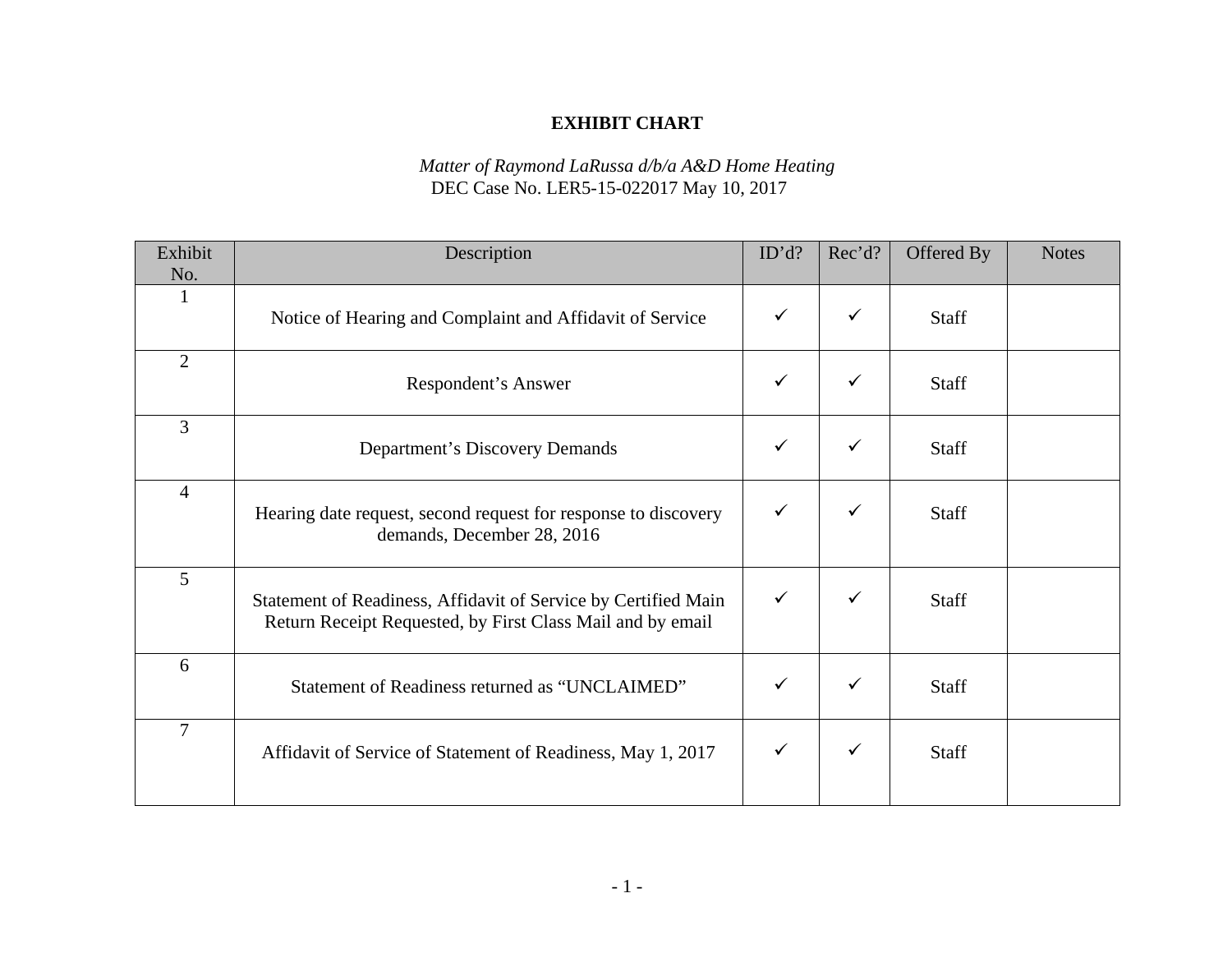# EXHIBIT CHART

*Matter of Raymond LaRussa d/b/a A&D Home Heating*
DEC Case No. LER5-15-022017 May 10, 2017

| Exhibit No. | Description | ID'd? | Rec'd? | Offered By | Notes |
|---|---|---|---|---|---|
| 1 | Notice of Hearing and Complaint and Affidavit of Service | ✓ | ✓ | Staff | |
| 2 | Respondent's Answer | ✓ | ✓ | Staff | |
| 3 | Department's Discovery Demands | ✓ | ✓ | Staff | |
| 4 | Hearing date request, second request for response to discovery demands, December 28, 2016 | ✓ | ✓ | Staff | |
| 5 | Statement of Readiness, Affidavit of Service by Certified Main Return Receipt Requested, by First Class Mail and by email | ✓ | ✓ | Staff | |
| 6 | Statement of Readiness returned as "UNCLAIMED" | ✓ | ✓ | Staff | |
| 7 | Affidavit of Service of Statement of Readiness, May 1, 2017 | ✓ | ✓ | Staff | |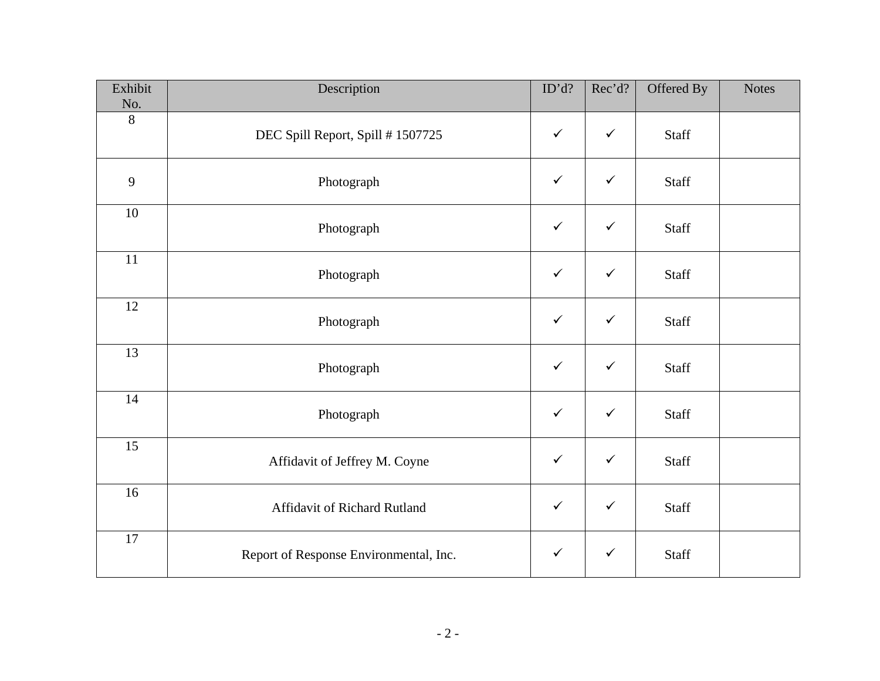| Exhibit No. | Description | ID’d? | Rec’d? | Offered By | Notes |
|---|---|---|---|---|---|
| 8 | DEC Spill Report, Spill # 1507725 | ✓ | ✓ | Staff | |
| 9 | Photograph | ✓ | ✓ | Staff | |
| 10 | Photograph | ✓ | ✓ | Staff | |
| 11 | Photograph | ✓ | ✓ | Staff | |
| 12 | Photograph | ✓ | ✓ | Staff | |
| 13 | Photograph | ✓ | ✓ | Staff | |
| 14 | Photograph | ✓ | ✓ | Staff | |
| 15 | Affidavit of Jeffrey M. Coyne | ✓ | ✓ | Staff | |
| 16 | Affidavit of Richard Rutland | ✓ | ✓ | Staff | |
| 17 | Report of Response Environmental, Inc. | ✓ | ✓ | Staff | |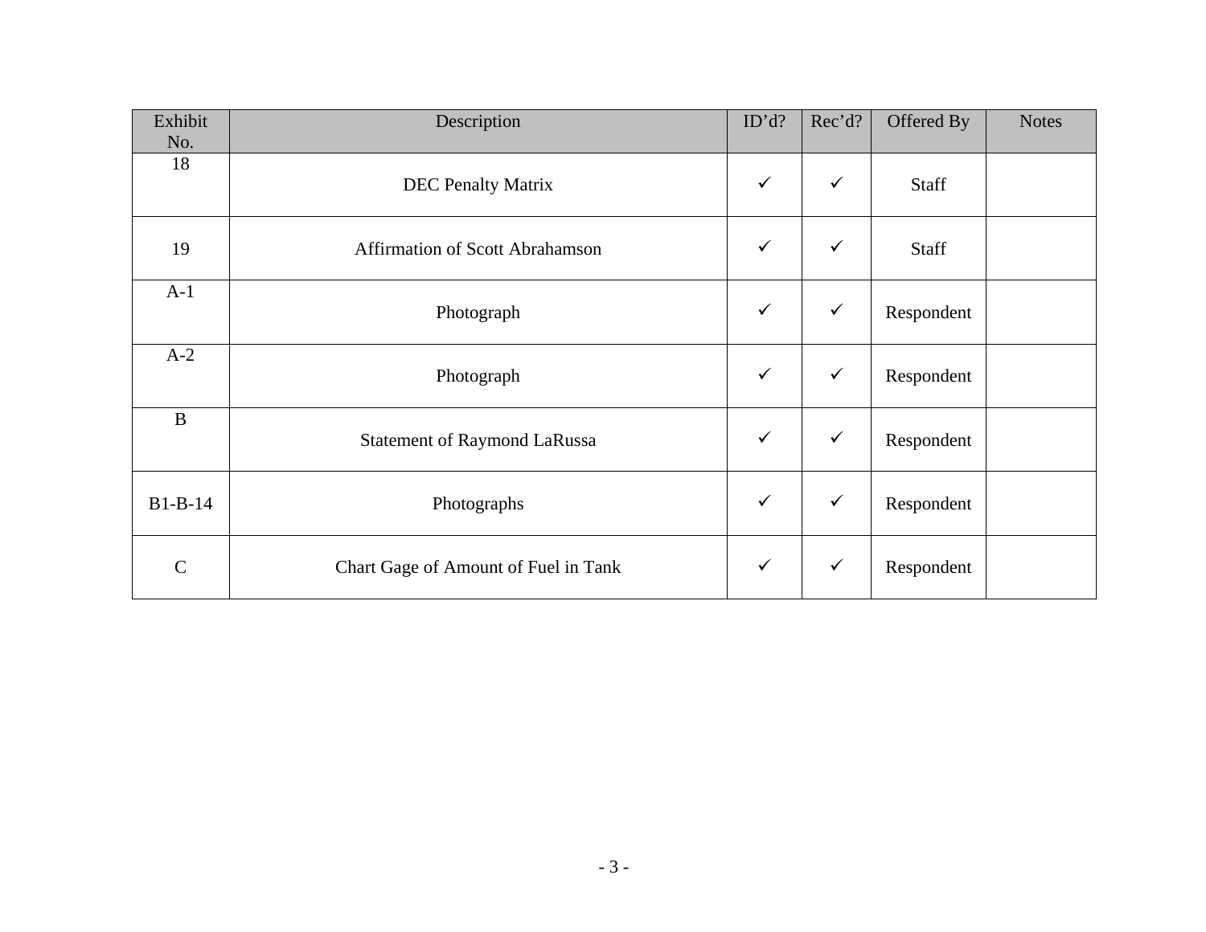| Exhibit No. | Description | ID’d? | Rec’d? | Offered By | Notes |
|---|---|---|---|---|---|
| 18 | DEC Penalty Matrix | ✓ | ✓ | Staff | |
| 19 | Affirmation of Scott Abrahamson | ✓ | ✓ | Staff | |
| A-1 | Photograph | ✓ | ✓ | Respondent | |
| A-2 | Photograph | ✓ | ✓ | Respondent | |
| B | Statement of Raymond LaRussa | ✓ | ✓ | Respondent | |
| B1-B-14 | Photographs | ✓ | ✓ | Respondent | |
| C | Chart Gage of Amount of Fuel in Tank | ✓ | ✓ | Respondent | |